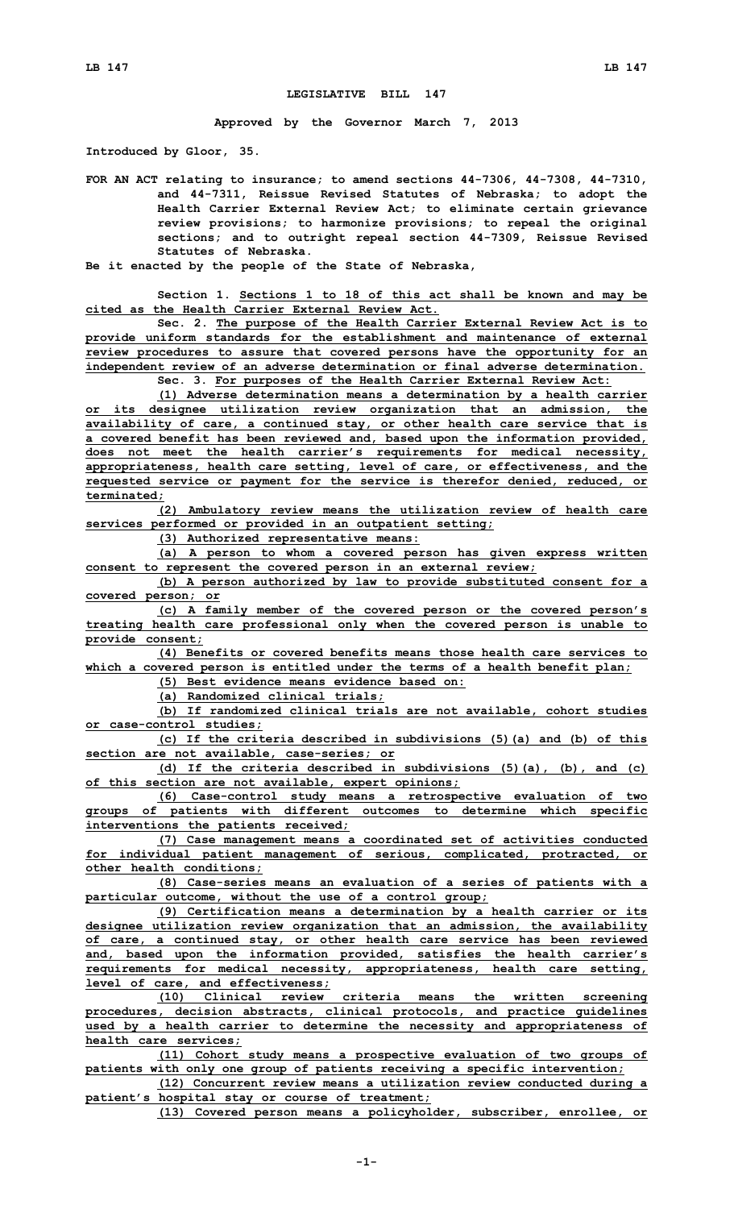# LEGISLATIVE BILL 147

**Approved by the Governor March 7, 2013**

**Introduced by Gloor, 35.**

**FOR AN ACT relating to insurance; to amend sections 44-7306, 44-7308, 44-7310, and 44-7311, Reissue Revised Statutes of Nebraska; to adopt the Health Carrier External Review Act; to eliminate certain grievance review provisions; to harmonize provisions; to repeal the original sections; and to outright repeal section 44-7309, Reissue Revised Statutes of Nebraska.**

**Be it enacted by the people of the State of Nebraska,**

**Section 1.** Sections 1 to 18 of this act shall be known and may be cited as the Health Carrier External Review Act.

**Sec. 2.** The purpose of the Health Carrier External Review Act is to provide uniform standards for the establishment and maintenance of external review procedures to assure that covered persons have the opportunity for an independent review of an adverse determination or final adverse determination.

**Sec. 3.** For purposes of the Health Carrier External Review Act:

(1) Adverse determination means a determination by a health carrier or its designee utilization review organization that an admission, the availability of care, a continued stay, or other health care service that is a covered benefit has been reviewed and, based upon the information provided, does not meet the health carrier's requirements for medical necessity, appropriateness, health care setting, level of care, or effectiveness, and the requested service or payment for the service is therefor denied, reduced, or terminated;

(2) Ambulatory review means the utilization review of health care services performed or provided in an outpatient setting;

(3) Authorized representative means:

(a) A person to whom a covered person has given express written consent to represent the covered person in an external review;

(b) A person authorized by law to provide substituted consent for a covered person; or

(c) A family member of the covered person or the covered person's treating health care professional only when the covered person is unable to provide consent;

(4) Benefits or covered benefits means those health care services to which a covered person is entitled under the terms of a health benefit plan;

(5) Best evidence means evidence based on:

(a) Randomized clinical trials;

(b) If randomized clinical trials are not available, cohort studies or case-control studies;

(c) If the criteria described in subdivisions (5)(a) and (b) of this section are not available, case-series; or

(d) If the criteria described in subdivisions (5)(a), (b), and (c) of this section are not available, expert opinions;

(6) Case-control study means a retrospective evaluation of two groups of patients with different outcomes to determine which specific interventions the patients received;

(7) Case management means a coordinated set of activities conducted for individual patient management of serious, complicated, protracted, or other health conditions;

(8) Case-series means an evaluation of a series of patients with a particular outcome, without the use of a control group;

(9) Certification means a determination by a health carrier or its designee utilization review organization that an admission, the availability of care, a continued stay, or other health care service has been reviewed and, based upon the information provided, satisfies the health carrier's requirements for medical necessity, appropriateness, health care setting, level of care, and effectiveness;

(10) Clinical review criteria means the written screening procedures, decision abstracts, clinical protocols, and practice guidelines used by a health carrier to determine the necessity and appropriateness of health care services;

(11) Cohort study means a prospective evaluation of two groups of patients with only one group of patients receiving a specific intervention;

(12) Concurrent review means a utilization review conducted during a patient's hospital stay or course of treatment;

(13) Covered person means a policyholder, subscriber, enrollee, or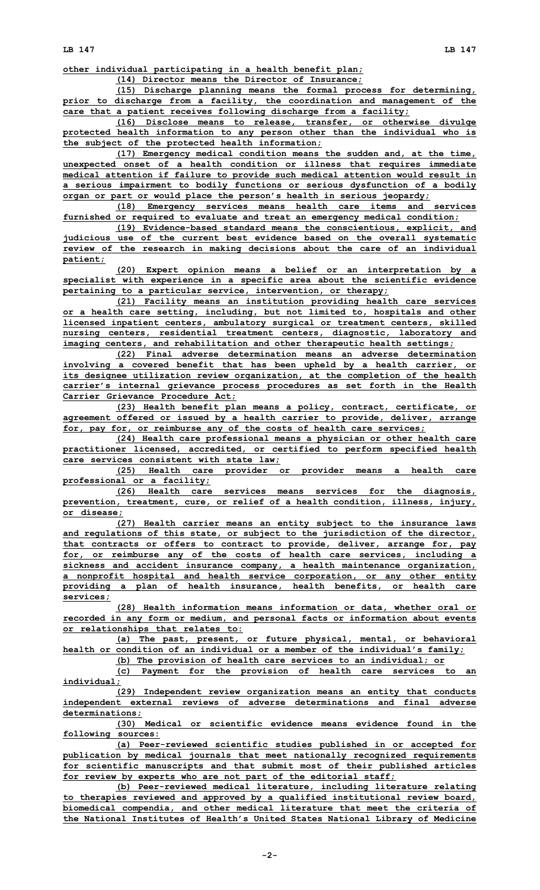other individual participating in a health benefit plan;

(14) Director means the Director of Insurance;

(15) Discharge planning means the formal process for determining, prior to discharge from a facility, the coordination and management of the care that a patient receives following discharge from a facility;

(16) Disclose means to release, transfer, or otherwise divulge protected health information to any person other than the individual who is the subject of the protected health information;

(17) Emergency medical condition means the sudden and, at the time, unexpected onset of a health condition or illness that requires immediate medical attention if failure to provide such medical attention would result in a serious impairment to bodily functions or serious dysfunction of a bodily organ or part or would place the person's health in serious jeopardy;

(18) Emergency services means health care items and services furnished or required to evaluate and treat an emergency medical condition;

(19) Evidence-based standard means the conscientious, explicit, and judicious use of the current best evidence based on the overall systematic review of the research in making decisions about the care of an individual patient;

(20) Expert opinion means a belief or an interpretation by a specialist with experience in a specific area about the scientific evidence pertaining to a particular service, intervention, or therapy;

(21) Facility means an institution providing health care services or a health care setting, including, but not limited to, hospitals and other licensed inpatient centers, ambulatory surgical or treatment centers, skilled nursing centers, residential treatment centers, diagnostic, laboratory and imaging centers, and rehabilitation and other therapeutic health settings;

(22) Final adverse determination means an adverse determination involving a covered benefit that has been upheld by a health carrier, or its designee utilization review organization, at the completion of the health carrier's internal grievance process procedures as set forth in the Health Carrier Grievance Procedure Act;

(23) Health benefit plan means a policy, contract, certificate, or agreement offered or issued by a health carrier to provide, deliver, arrange for, pay for, or reimburse any of the costs of health care services;

(24) Health care professional means a physician or other health care practitioner licensed, accredited, or certified to perform specified health care services consistent with state law;

(25) Health care provider or provider means a health care professional or a facility;

(26) Health care services means services for the diagnosis, prevention, treatment, cure, or relief of a health condition, illness, injury, or disease;

(27) Health carrier means an entity subject to the insurance laws and regulations of this state, or subject to the jurisdiction of the director, that contracts or offers to contract to provide, deliver, arrange for, pay for, or reimburse any of the costs of health care services, including a sickness and accident insurance company, a health maintenance organization, a nonprofit hospital and health service corporation, or any other entity providing a plan of health insurance, health benefits, or health care services;

(28) Health information means information or data, whether oral or recorded in any form or medium, and personal facts or information about events or relationships that relates to:

(a) The past, present, or future physical, mental, or behavioral health or condition of an individual or a member of the individual's family;

(b) The provision of health care services to an individual; or

(c) Payment for the provision of health care services to an individual;

(29) Independent review organization means an entity that conducts independent external reviews of adverse determinations and final adverse determinations;

(30) Medical or scientific evidence means evidence found in the following sources:

(a) Peer-reviewed scientific studies published in or accepted for publication by medical journals that meet nationally recognized requirements for scientific manuscripts and that submit most of their published articles for review by experts who are not part of the editorial staff;

(b) Peer-reviewed medical literature, including literature relating to therapies reviewed and approved by a qualified institutional review board, biomedical compendia, and other medical literature that meet the criteria of the National Institutes of Health's United States National Library of Medicine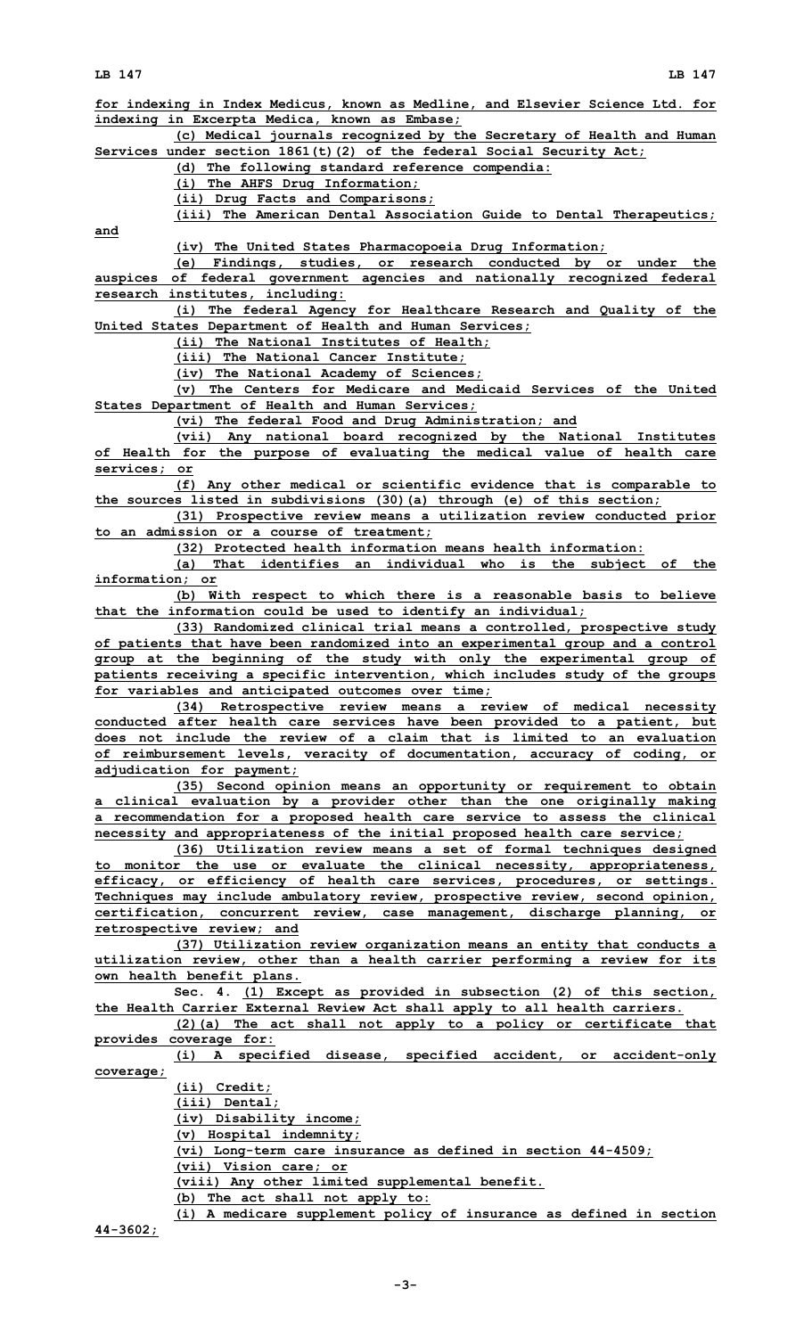for indexing in Index Medicus, known as Medline, and Elsevier Science Ltd. for indexing in Excerpta Medica, known as Embase;

(c) Medical journals recognized by the Secretary of Health and Human Services under section 1861(t)(2) of the federal Social Security Act;

(d) The following standard reference compendia:

(i) The AHFS Drug Information;

(ii) Drug Facts and Comparisons;

(iii) The American Dental Association Guide to Dental Therapeutics; and

(iv) The United States Pharmacopoeia Drug Information;

(e) Findings, studies, or research conducted by or under the auspices of federal government agencies and nationally recognized federal research institutes, including:

(i) The federal Agency for Healthcare Research and Quality of the United States Department of Health and Human Services;

(ii) The National Institutes of Health;

(iii) The National Cancer Institute;

(iv) The National Academy of Sciences;

(v) The Centers for Medicare and Medicaid Services of the United States Department of Health and Human Services;

(vi) The federal Food and Drug Administration; and

(vii) Any national board recognized by the National Institutes of Health for the purpose of evaluating the medical value of health care services; or

(f) Any other medical or scientific evidence that is comparable to the sources listed in subdivisions (30)(a) through (e) of this section;

(31) Prospective review means a utilization review conducted prior to an admission or a course of treatment;

(32) Protected health information means health information:

(a) That identifies an individual who is the subject of the information; or

(b) With respect to which there is a reasonable basis to believe that the information could be used to identify an individual;

(33) Randomized clinical trial means a controlled, prospective study of patients that have been randomized into an experimental group and a control group at the beginning of the study with only the experimental group of patients receiving a specific intervention, which includes study of the groups for variables and anticipated outcomes over time;

(34) Retrospective review means a review of medical necessity conducted after health care services have been provided to a patient, but does not include the review of a claim that is limited to an evaluation of reimbursement levels, veracity of documentation, accuracy of coding, or adjudication for payment;

(35) Second opinion means an opportunity or requirement to obtain a clinical evaluation by a provider other than the one originally making a recommendation for a proposed health care service to assess the clinical necessity and appropriateness of the initial proposed health care service;

(36) Utilization review means a set of formal techniques designed to monitor the use or evaluate the clinical necessity, appropriateness, efficacy, or efficiency of health care services, procedures, or settings. Techniques may include ambulatory review, prospective review, second opinion, certification, concurrent review, case management, discharge planning, or retrospective review; and

(37) Utilization review organization means an entity that conducts a utilization review, other than a health carrier performing a review for its own health benefit plans.

Sec. 4. (1) Except as provided in subsection (2) of this section, the Health Carrier External Review Act shall apply to all health carriers.

(2)(a) The act shall not apply to a policy or certificate that provides coverage for:

(i) A specified disease, specified accident, or accident-only coverage;

(ii) Credit;

(iii) Dental;

(iv) Disability income;

(v) Hospital indemnity;

(vi) Long-term care insurance as defined in section 44-4509;

(vii) Vision care; or

(viii) Any other limited supplemental benefit.

(b) The act shall not apply to:

(i) A medicare supplement policy of insurance as defined in section 44-3602;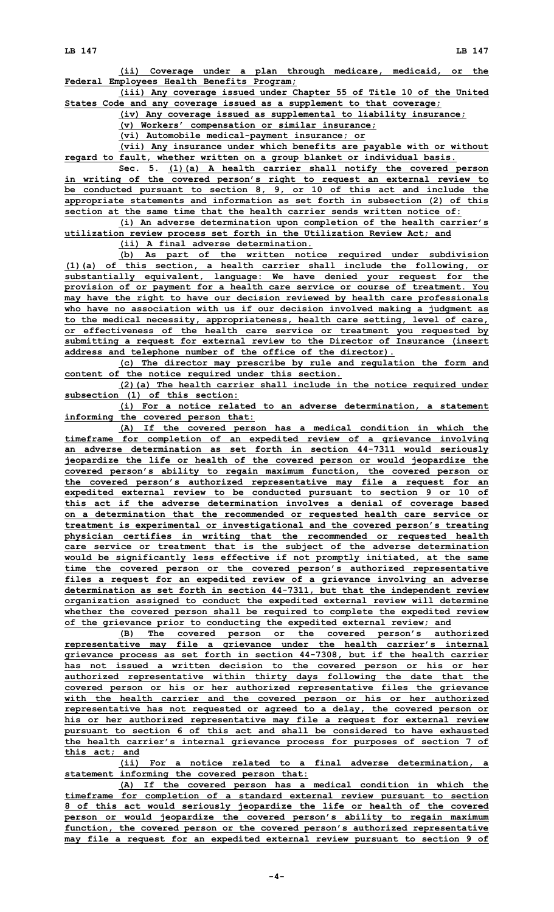(ii) Coverage under a plan through medicare, medicaid, or the Federal Employees Health Benefits Program;

(iii) Any coverage issued under Chapter 55 of Title 10 of the United States Code and any coverage issued as a supplement to that coverage;

(iv) Any coverage issued as supplemental to liability insurance;

(v) Workers' compensation or similar insurance;

(vi) Automobile medical-payment insurance; or

(vii) Any insurance under which benefits are payable with or without regard to fault, whether written on a group blanket or individual basis.

Sec. 5. (1)(a) A health carrier shall notify the covered person in writing of the covered person's right to request an external review to be conducted pursuant to section 8, 9, or 10 of this act and include the appropriate statements and information as set forth in subsection (2) of this section at the same time that the health carrier sends written notice of:

(i) An adverse determination upon completion of the health carrier's utilization review process set forth in the Utilization Review Act; and

(ii) A final adverse determination.

(b) As part of the written notice required under subdivision (1)(a) of this section, a health carrier shall include the following, or substantially equivalent, language: We have denied your request for the provision of or payment for a health care service or course of treatment. You may have the right to have our decision reviewed by health care professionals who have no association with us if our decision involved making a judgment as to the medical necessity, appropriateness, health care setting, level of care, or effectiveness of the health care service or treatment you requested by submitting a request for external review to the Director of Insurance (insert address and telephone number of the office of the director).

(c) The director may prescribe by rule and regulation the form and content of the notice required under this section.

(2)(a) The health carrier shall include in the notice required under subsection (1) of this section:

(i) For a notice related to an adverse determination, a statement informing the covered person that:

(A) If the covered person has a medical condition in which the timeframe for completion of an expedited review of a grievance involving an adverse determination as set forth in section 44-7311 would seriously jeopardize the life or health of the covered person or would jeopardize the covered person's ability to regain maximum function, the covered person or the covered person's authorized representative may file a request for an expedited external review to be conducted pursuant to section 9 or 10 of this act if the adverse determination involves a denial of coverage based on a determination that the recommended or requested health care service or treatment is experimental or investigational and the covered person's treating physician certifies in writing that the recommended or requested health care service or treatment that is the subject of the adverse determination would be significantly less effective if not promptly initiated, at the same time the covered person or the covered person's authorized representative files a request for an expedited review of a grievance involving an adverse determination as set forth in section 44-7311, but that the independent review organization assigned to conduct the expedited external review will determine whether the covered person shall be required to complete the expedited review of the grievance prior to conducting the expedited external review; and

(B) The covered person or the covered person's authorized representative may file a grievance under the health carrier's internal grievance process as set forth in section 44-7308, but if the health carrier has not issued a written decision to the covered person or his or her authorized representative within thirty days following the date that the covered person or his or her authorized representative files the grievance with the health carrier and the covered person or his or her authorized representative has not requested or agreed to a delay, the covered person or his or her authorized representative may file a request for external review pursuant to section 6 of this act and shall be considered to have exhausted the health carrier's internal grievance process for purposes of section 7 of this act; and

(ii) For a notice related to a final adverse determination, a statement informing the covered person that:

(A) If the covered person has a medical condition in which the timeframe for completion of a standard external review pursuant to section 8 of this act would seriously jeopardize the life or health of the covered person or would jeopardize the covered person's ability to regain maximum function, the covered person or the covered person's authorized representative may file a request for an expedited external review pursuant to section 9 of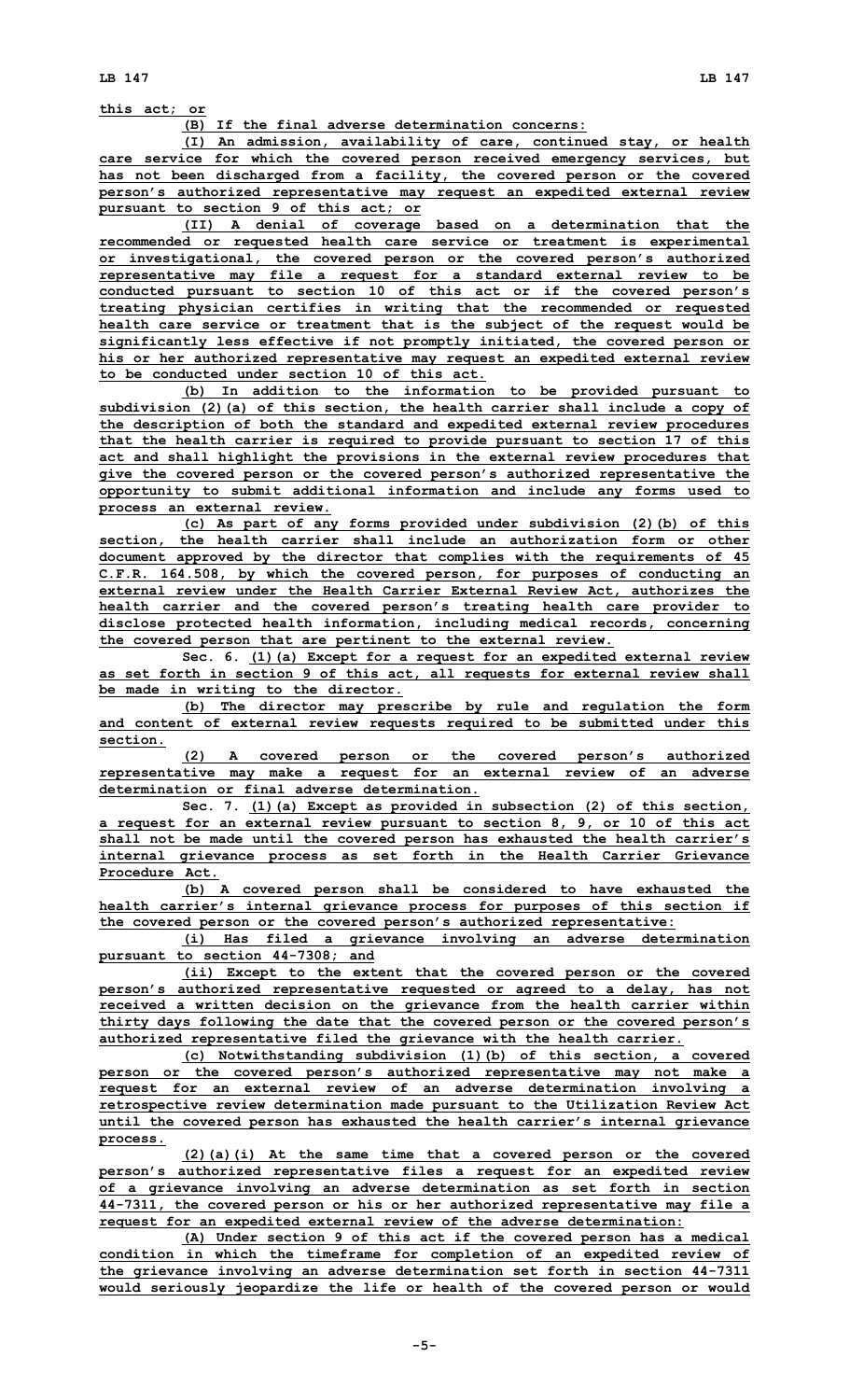this act; or

(B) If the final adverse determination concerns:

(I) An admission, availability of care, continued stay, or health care service for which the covered person received emergency services, but has not been discharged from a facility, the covered person or the covered person's authorized representative may request an expedited external review pursuant to section 9 of this act; or

(II) A denial of coverage based on a determination that the recommended or requested health care service or treatment is experimental or investigational, the covered person or the covered person's authorized representative may file a request for a standard external review to be conducted pursuant to section 10 of this act or if the covered person's treating physician certifies in writing that the recommended or requested health care service or treatment that is the subject of the request would be significantly less effective if not promptly initiated, the covered person or his or her authorized representative may request an expedited external review to be conducted under section 10 of this act.

(b) In addition to the information to be provided pursuant to subdivision (2)(a) of this section, the health carrier shall include a copy of the description of both the standard and expedited external review procedures that the health carrier is required to provide pursuant to section 17 of this act and shall highlight the provisions in the external review procedures that give the covered person or the covered person's authorized representative the opportunity to submit additional information and include any forms used to process an external review.

(c) As part of any forms provided under subdivision (2)(b) of this section, the health carrier shall include an authorization form or other document approved by the director that complies with the requirements of 45 C.F.R. 164.508, by which the covered person, for purposes of conducting an external review under the Health Carrier External Review Act, authorizes the health carrier and the covered person's treating health care provider to disclose protected health information, including medical records, concerning the covered person that are pertinent to the external review.

Sec. 6. (1)(a) Except for a request for an expedited external review as set forth in section 9 of this act, all requests for external review shall be made in writing to the director.

(b) The director may prescribe by rule and regulation the form and content of external review requests required to be submitted under this section.

(2) A covered person or the covered person's authorized representative may make a request for an external review of an adverse determination or final adverse determination.

Sec. 7. (1)(a) Except as provided in subsection (2) of this section, a request for an external review pursuant to section 8, 9, or 10 of this act shall not be made until the covered person has exhausted the health carrier's internal grievance process as set forth in the Health Carrier Grievance Procedure Act.

(b) A covered person shall be considered to have exhausted the health carrier's internal grievance process for purposes of this section if the covered person or the covered person's authorized representative:

(i) Has filed a grievance involving an adverse determination pursuant to section 44-7308; and

(ii) Except to the extent that the covered person or the covered person's authorized representative requested or agreed to a delay, has not received a written decision on the grievance from the health carrier within thirty days following the date that the covered person or the covered person's authorized representative filed the grievance with the health carrier.

(c) Notwithstanding subdivision (1)(b) of this section, a covered person or the covered person's authorized representative may not make a request for an external review of an adverse determination involving a retrospective review determination made pursuant to the Utilization Review Act until the covered person has exhausted the health carrier's internal grievance process.

(2)(a)(i) At the same time that a covered person or the covered person's authorized representative files a request for an expedited review of a grievance involving an adverse determination as set forth in section 44-7311, the covered person or his or her authorized representative may file a request for an expedited external review of the adverse determination:

(A) Under section 9 of this act if the covered person has a medical condition in which the timeframe for completion of an expedited review of the grievance involving an adverse determination set forth in section 44-7311 would seriously jeopardize the life or health of the covered person or would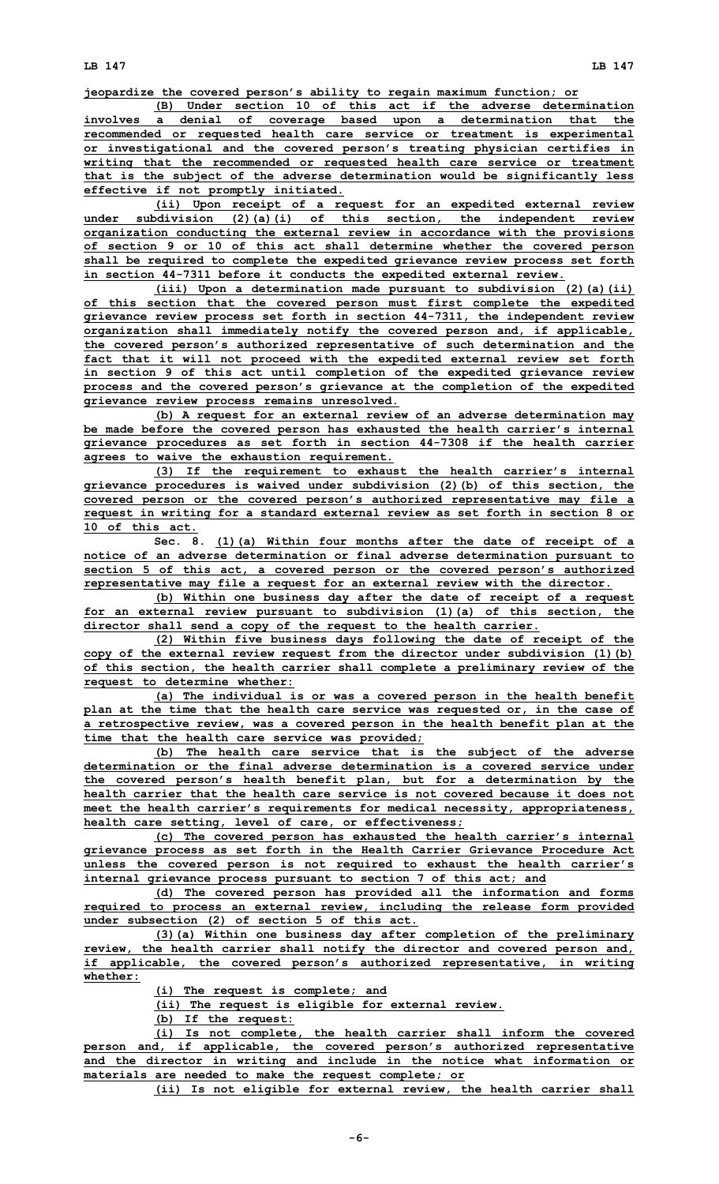jeopardize the covered person's ability to regain maximum function; or

(B) Under section 10 of this act if the adverse determination involves a denial of coverage based upon a determination that the recommended or requested health care service or treatment is experimental or investigational and the covered person's treating physician certifies in writing that the recommended or requested health care service or treatment that is the subject of the adverse determination would be significantly less effective if not promptly initiated.

(ii) Upon receipt of a request for an expedited external review under subdivision (2)(a)(i) of this section, the independent review organization conducting the external review in accordance with the provisions of section 9 or 10 of this act shall determine whether the covered person shall be required to complete the expedited grievance review process set forth in section 44-7311 before it conducts the expedited external review.

(iii) Upon a determination made pursuant to subdivision (2)(a)(ii) of this section that the covered person must first complete the expedited grievance review process set forth in section 44-7311, the independent review organization shall immediately notify the covered person and, if applicable, the covered person's authorized representative of such determination and the fact that it will not proceed with the expedited external review set forth in section 9 of this act until completion of the expedited grievance review process and the covered person's grievance at the completion of the expedited grievance review process remains unresolved.

(b) A request for an external review of an adverse determination may be made before the covered person has exhausted the health carrier's internal grievance procedures as set forth in section 44-7308 if the health carrier agrees to waive the exhaustion requirement.

(3) If the requirement to exhaust the health carrier's internal grievance procedures is waived under subdivision (2)(b) of this section, the covered person or the covered person's authorized representative may file a request in writing for a standard external review as set forth in section 8 or 10 of this act.

Sec. 8. (1)(a) Within four months after the date of receipt of a notice of an adverse determination or final adverse determination pursuant to section 5 of this act, a covered person or the covered person's authorized representative may file a request for an external review with the director.

(b) Within one business day after the date of receipt of a request for an external review pursuant to subdivision (1)(a) of this section, the director shall send a copy of the request to the health carrier.

(2) Within five business days following the date of receipt of the copy of the external review request from the director under subdivision (1)(b) of this section, the health carrier shall complete a preliminary review of the request to determine whether:

(a) The individual is or was a covered person in the health benefit plan at the time that the health care service was requested or, in the case of a retrospective review, was a covered person in the health benefit plan at the time that the health care service was provided;

(b) The health care service that is the subject of the adverse determination or the final adverse determination is a covered service under the covered person's health benefit plan, but for a determination by the health carrier that the health care service is not covered because it does not meet the health carrier's requirements for medical necessity, appropriateness, health care setting, level of care, or effectiveness;

(c) The covered person has exhausted the health carrier's internal grievance process as set forth in the Health Carrier Grievance Procedure Act unless the covered person is not required to exhaust the health carrier's internal grievance process pursuant to section 7 of this act; and

(d) The covered person has provided all the information and forms required to process an external review, including the release form provided under subsection (2) of section 5 of this act.

(3)(a) Within one business day after completion of the preliminary review, the health carrier shall notify the director and covered person and, if applicable, the covered person's authorized representative, in writing whether:

(i) The request is complete; and

(ii) The request is eligible for external review.

(b) If the request:

(i) Is not complete, the health carrier shall inform the covered person and, if applicable, the covered person's authorized representative and the director in writing and include in the notice what information or materials are needed to make the request complete; or

(ii) Is not eligible for external review, the health carrier shall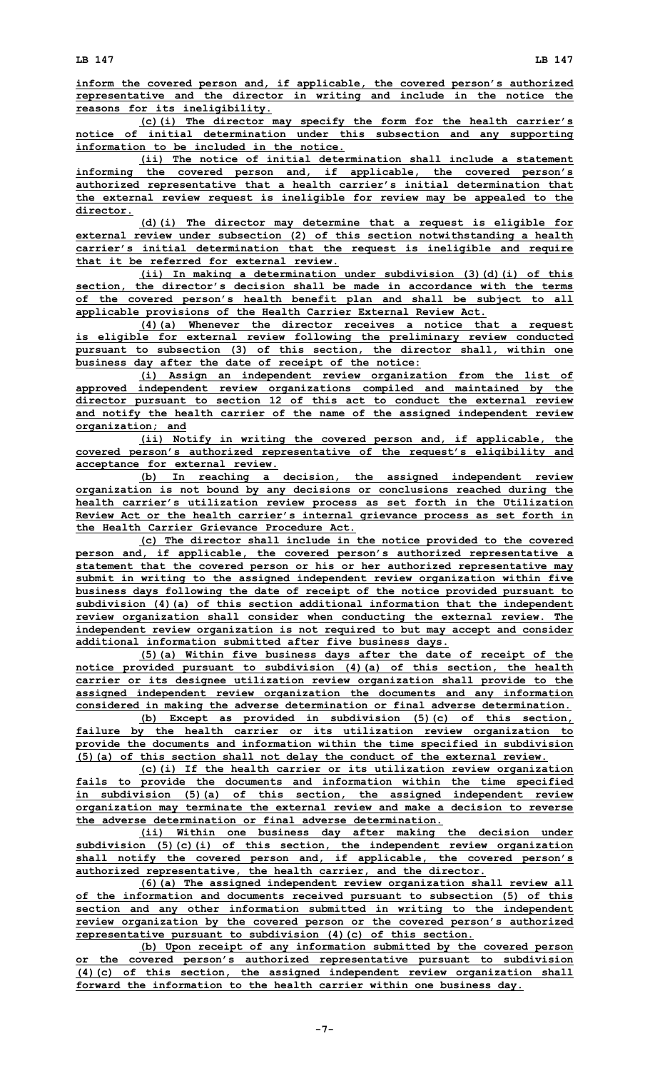inform the covered person and, if applicable, the covered person's authorized representative and the director in writing and include in the notice the reasons for its ineligibility.

(c)(i) The director may specify the form for the health carrier's notice of initial determination under this subsection and any supporting information to be included in the notice.

(ii) The notice of initial determination shall include a statement informing the covered person and, if applicable, the covered person's authorized representative that a health carrier's initial determination that the external review request is ineligible for review may be appealed to the director.

(d)(i) The director may determine that a request is eligible for external review under subsection (2) of this section notwithstanding a health carrier's initial determination that the request is ineligible and require that it be referred for external review.

(ii) In making a determination under subdivision (3)(d)(i) of this section, the director's decision shall be made in accordance with the terms of the covered person's health benefit plan and shall be subject to all applicable provisions of the Health Carrier External Review Act.

(4)(a) Whenever the director receives a notice that a request is eligible for external review following the preliminary review conducted pursuant to subsection (3) of this section, the director shall, within one business day after the date of receipt of the notice:

(i) Assign an independent review organization from the list of approved independent review organizations compiled and maintained by the director pursuant to section 12 of this act to conduct the external review and notify the health carrier of the name of the assigned independent review organization; and

(ii) Notify in writing the covered person and, if applicable, the covered person's authorized representative of the request's eligibility and acceptance for external review.

(b) In reaching a decision, the assigned independent review organization is not bound by any decisions or conclusions reached during the health carrier's utilization review process as set forth in the Utilization Review Act or the health carrier's internal grievance process as set forth in the Health Carrier Grievance Procedure Act.

(c) The director shall include in the notice provided to the covered person and, if applicable, the covered person's authorized representative a statement that the covered person or his or her authorized representative may submit in writing to the assigned independent review organization within five business days following the date of receipt of the notice provided pursuant to subdivision (4)(a) of this section additional information that the independent review organization shall consider when conducting the external review. The independent review organization is not required to but may accept and consider additional information submitted after five business days.

(5)(a) Within five business days after the date of receipt of the notice provided pursuant to subdivision (4)(a) of this section, the health carrier or its designee utilization review organization shall provide to the assigned independent review organization the documents and any information considered in making the adverse determination or final adverse determination.

(b) Except as provided in subdivision (5)(c) of this section, failure by the health carrier or its utilization review organization to provide the documents and information within the time specified in subdivision (5)(a) of this section shall not delay the conduct of the external review.

(c)(i) If the health carrier or its utilization review organization fails to provide the documents and information within the time specified in subdivision (5)(a) of this section, the assigned independent review organization may terminate the external review and make a decision to reverse the adverse determination or final adverse determination.

(ii) Within one business day after making the decision under subdivision (5)(c)(i) of this section, the independent review organization shall notify the covered person and, if applicable, the covered person's authorized representative, the health carrier, and the director.

(6)(a) The assigned independent review organization shall review all of the information and documents received pursuant to subsection (5) of this section and any other information submitted in writing to the independent review organization by the covered person or the covered person's authorized representative pursuant to subdivision (4)(c) of this section.

(b) Upon receipt of any information submitted by the covered person or the covered person's authorized representative pursuant to subdivision (4)(c) of this section, the assigned independent review organization shall forward the information to the health carrier within one business day.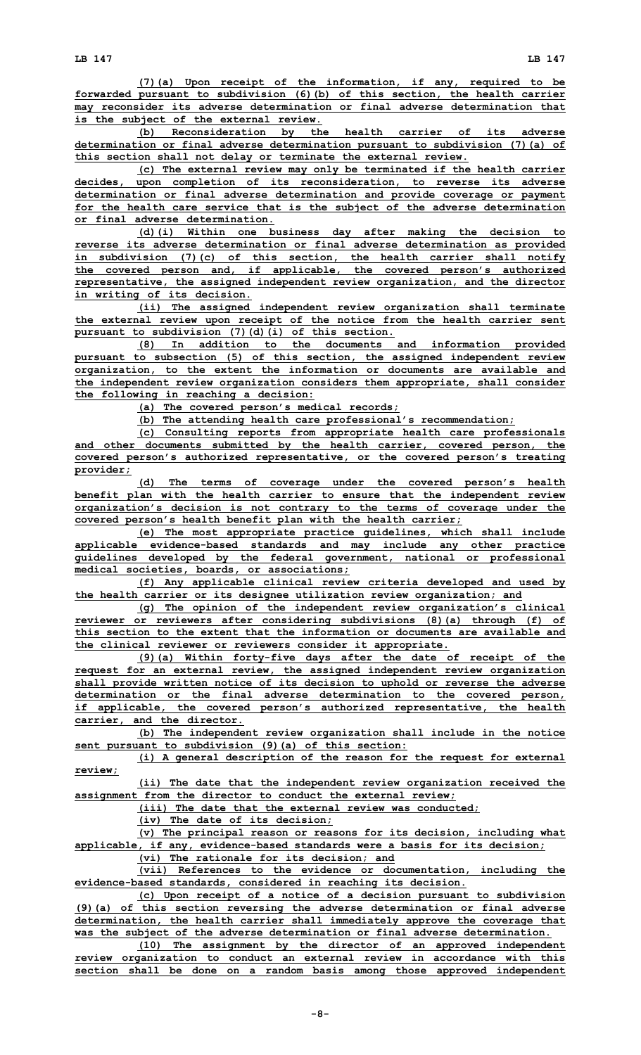(7)(a) Upon receipt of the information, if any, required to be forwarded pursuant to subdivision (6)(b) of this section, the health carrier may reconsider its adverse determination or final adverse determination that is the subject of the external review.

(b) Reconsideration by the health carrier of its adverse determination or final adverse determination pursuant to subdivision (7)(a) of this section shall not delay or terminate the external review.

(c) The external review may only be terminated if the health carrier decides, upon completion of its reconsideration, to reverse its adverse determination or final adverse determination and provide coverage or payment for the health care service that is the subject of the adverse determination or final adverse determination.

(d)(i) Within one business day after making the decision to reverse its adverse determination or final adverse determination as provided in subdivision (7)(c) of this section, the health carrier shall notify the covered person and, if applicable, the covered person's authorized representative, the assigned independent review organization, and the director in writing of its decision.

(ii) The assigned independent review organization shall terminate the external review upon receipt of the notice from the health carrier sent pursuant to subdivision (7)(d)(i) of this section.

(8) In addition to the documents and information provided pursuant to subsection (5) of this section, the assigned independent review organization, to the extent the information or documents are available and the independent review organization considers them appropriate, shall consider the following in reaching a decision:

(a) The covered person's medical records;

(b) The attending health care professional's recommendation;

(c) Consulting reports from appropriate health care professionals and other documents submitted by the health carrier, covered person, the covered person's authorized representative, or the covered person's treating provider;

(d) The terms of coverage under the covered person's health benefit plan with the health carrier to ensure that the independent review organization's decision is not contrary to the terms of coverage under the covered person's health benefit plan with the health carrier;

(e) The most appropriate practice guidelines, which shall include applicable evidence-based standards and may include any other practice guidelines developed by the federal government, national or professional medical societies, boards, or associations;

(f) Any applicable clinical review criteria developed and used by the health carrier or its designee utilization review organization; and

(g) The opinion of the independent review organization's clinical reviewer or reviewers after considering subdivisions (8)(a) through (f) of this section to the extent that the information or documents are available and the clinical reviewer or reviewers consider it appropriate.

(9)(a) Within forty-five days after the date of receipt of the request for an external review, the assigned independent review organization shall provide written notice of its decision to uphold or reverse the adverse determination or the final adverse determination to the covered person, if applicable, the covered person's authorized representative, the health carrier, and the director.

(b) The independent review organization shall include in the notice sent pursuant to subdivision (9)(a) of this section:

(i) A general description of the reason for the request for external review;

(ii) The date that the independent review organization received the assignment from the director to conduct the external review;

(iii) The date that the external review was conducted;

(iv) The date of its decision;

(v) The principal reason or reasons for its decision, including what applicable, if any, evidence-based standards were a basis for its decision;

(vi) The rationale for its decision; and

(vii) References to the evidence or documentation, including the evidence-based standards, considered in reaching its decision.

(c) Upon receipt of a notice of a decision pursuant to subdivision (9)(a) of this section reversing the adverse determination or final adverse determination, the health carrier shall immediately approve the coverage that was the subject of the adverse determination or final adverse determination.

(10) The assignment by the director of an approved independent review organization to conduct an external review in accordance with this section shall be done on a random basis among those approved independent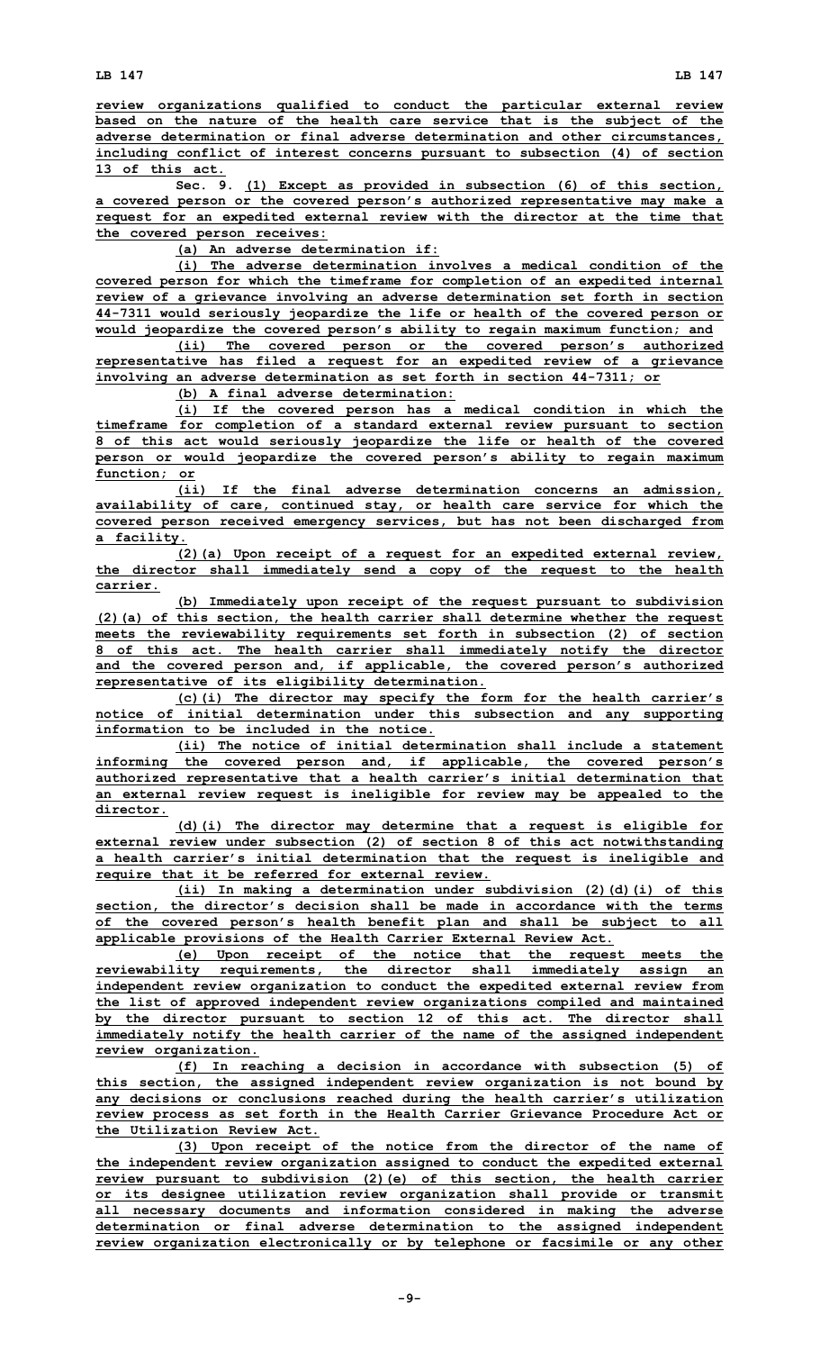review organizations qualified to conduct the particular external review based on the nature of the health care service that is the subject of the adverse determination or final adverse determination and other circumstances, including conflict of interest concerns pursuant to subsection (4) of section 13 of this act.

Sec. 9. (1) Except as provided in subsection (6) of this section, a covered person or the covered person's authorized representative may make a request for an expedited external review with the director at the time that the covered person receives:

(a) An adverse determination if:

(i) The adverse determination involves a medical condition of the covered person for which the timeframe for completion of an expedited internal review of a grievance involving an adverse determination set forth in section 44-7311 would seriously jeopardize the life or health of the covered person or would jeopardize the covered person's ability to regain maximum function; and

(ii) The covered person or the covered person's authorized representative has filed a request for an expedited review of a grievance involving an adverse determination as set forth in section 44-7311; or

(b) A final adverse determination:

(i) If the covered person has a medical condition in which the timeframe for completion of a standard external review pursuant to section 8 of this act would seriously jeopardize the life or health of the covered person or would jeopardize the covered person's ability to regain maximum function; or

(ii) If the final adverse determination concerns an admission, availability of care, continued stay, or health care service for which the covered person received emergency services, but has not been discharged from a facility.

(2)(a) Upon receipt of a request for an expedited external review, the director shall immediately send a copy of the request to the health carrier.

(b) Immediately upon receipt of the request pursuant to subdivision (2)(a) of this section, the health carrier shall determine whether the request meets the reviewability requirements set forth in subsection (2) of section 8 of this act. The health carrier shall immediately notify the director and the covered person and, if applicable, the covered person's authorized representative of its eligibility determination.

(c)(i) The director may specify the form for the health carrier's notice of initial determination under this subsection and any supporting information to be included in the notice.

(ii) The notice of initial determination shall include a statement informing the covered person and, if applicable, the covered person's authorized representative that a health carrier's initial determination that an external review request is ineligible for review may be appealed to the director.

(d)(i) The director may determine that a request is eligible for external review under subsection (2) of section 8 of this act notwithstanding a health carrier's initial determination that the request is ineligible and require that it be referred for external review.

(ii) In making a determination under subdivision (2)(d)(i) of this section, the director's decision shall be made in accordance with the terms of the covered person's health benefit plan and shall be subject to all applicable provisions of the Health Carrier External Review Act.

(e) Upon receipt of the notice that the request meets the reviewability requirements, the director shall immediately assign an independent review organization to conduct the expedited external review from the list of approved independent review organizations compiled and maintained by the director pursuant to section 12 of this act. The director shall immediately notify the health carrier of the name of the assigned independent review organization.

(f) In reaching a decision in accordance with subsection (5) of this section, the assigned independent review organization is not bound by any decisions or conclusions reached during the health carrier's utilization review process as set forth in the Health Carrier Grievance Procedure Act or the Utilization Review Act.

(3) Upon receipt of the notice from the director of the name of the independent review organization assigned to conduct the expedited external review pursuant to subdivision (2)(e) of this section, the health carrier or its designee utilization review organization shall provide or transmit all necessary documents and information considered in making the adverse determination or final adverse determination to the assigned independent review organization electronically or by telephone or facsimile or any other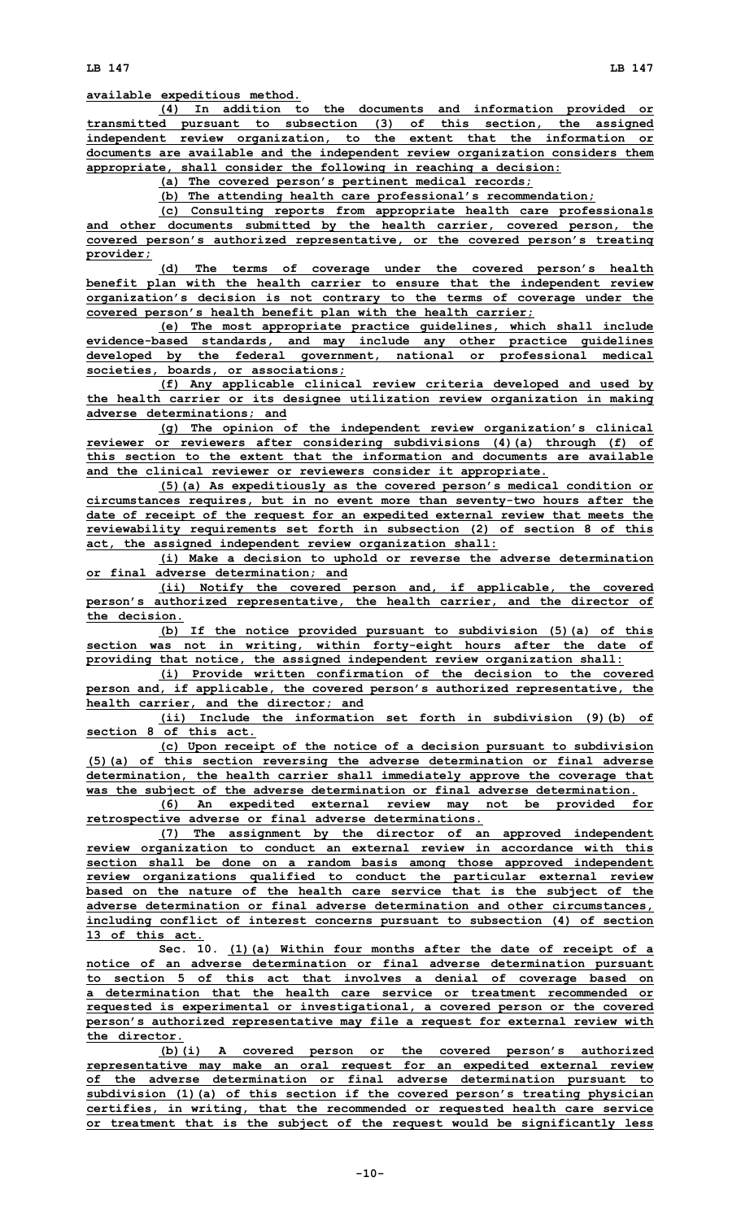available expeditious method.

(4) In addition to the documents and information provided or transmitted pursuant to subsection (3) of this section, the assigned independent review organization, to the extent that the information or documents are available and the independent review organization considers them appropriate, shall consider the following in reaching a decision:

(a) The covered person's pertinent medical records;

(b) The attending health care professional's recommendation;

(c) Consulting reports from appropriate health care professionals and other documents submitted by the health carrier, covered person, the covered person's authorized representative, or the covered person's treating provider;

(d) The terms of coverage under the covered person's health benefit plan with the health carrier to ensure that the independent review organization's decision is not contrary to the terms of coverage under the covered person's health benefit plan with the health carrier;

(e) The most appropriate practice guidelines, which shall include evidence-based standards, and may include any other practice guidelines developed by the federal government, national or professional medical societies, boards, or associations;

(f) Any applicable clinical review criteria developed and used by the health carrier or its designee utilization review organization in making adverse determinations; and

(g) The opinion of the independent review organization's clinical reviewer or reviewers after considering subdivisions (4)(a) through (f) of this section to the extent that the information and documents are available and the clinical reviewer or reviewers consider it appropriate.

(5)(a) As expeditiously as the covered person's medical condition or circumstances requires, but in no event more than seventy-two hours after the date of receipt of the request for an expedited external review that meets the reviewability requirements set forth in subsection (2) of section 8 of this act, the assigned independent review organization shall:

(i) Make a decision to uphold or reverse the adverse determination or final adverse determination; and

(ii) Notify the covered person and, if applicable, the covered person's authorized representative, the health carrier, and the director of the decision.

(b) If the notice provided pursuant to subdivision (5)(a) of this section was not in writing, within forty-eight hours after the date of providing that notice, the assigned independent review organization shall:

(i) Provide written confirmation of the decision to the covered person and, if applicable, the covered person's authorized representative, the health carrier, and the director; and

(ii) Include the information set forth in subdivision (9)(b) of section 8 of this act.

(c) Upon receipt of the notice of a decision pursuant to subdivision (5)(a) of this section reversing the adverse determination or final adverse determination, the health carrier shall immediately approve the coverage that was the subject of the adverse determination or final adverse determination.

(6) An expedited external review may not be provided for retrospective adverse or final adverse determinations.

(7) The assignment by the director of an approved independent review organization to conduct an external review in accordance with this section shall be done on a random basis among those approved independent review organizations qualified to conduct the particular external review based on the nature of the health care service that is the subject of the adverse determination or final adverse determination and other circumstances, including conflict of interest concerns pursuant to subsection (4) of section 13 of this act.

Sec. 10. (1)(a) Within four months after the date of receipt of a notice of an adverse determination or final adverse determination pursuant to section 5 of this act that involves a denial of coverage based on a determination that the health care service or treatment recommended or requested is experimental or investigational, a covered person or the covered person's authorized representative may file a request for external review with the director.

(b)(i) A covered person or the covered person's authorized representative may make an oral request for an expedited external review of the adverse determination or final adverse determination pursuant to subdivision (1)(a) of this section if the covered person's treating physician certifies, in writing, that the recommended or requested health care service or treatment that is the subject of the request would be significantly less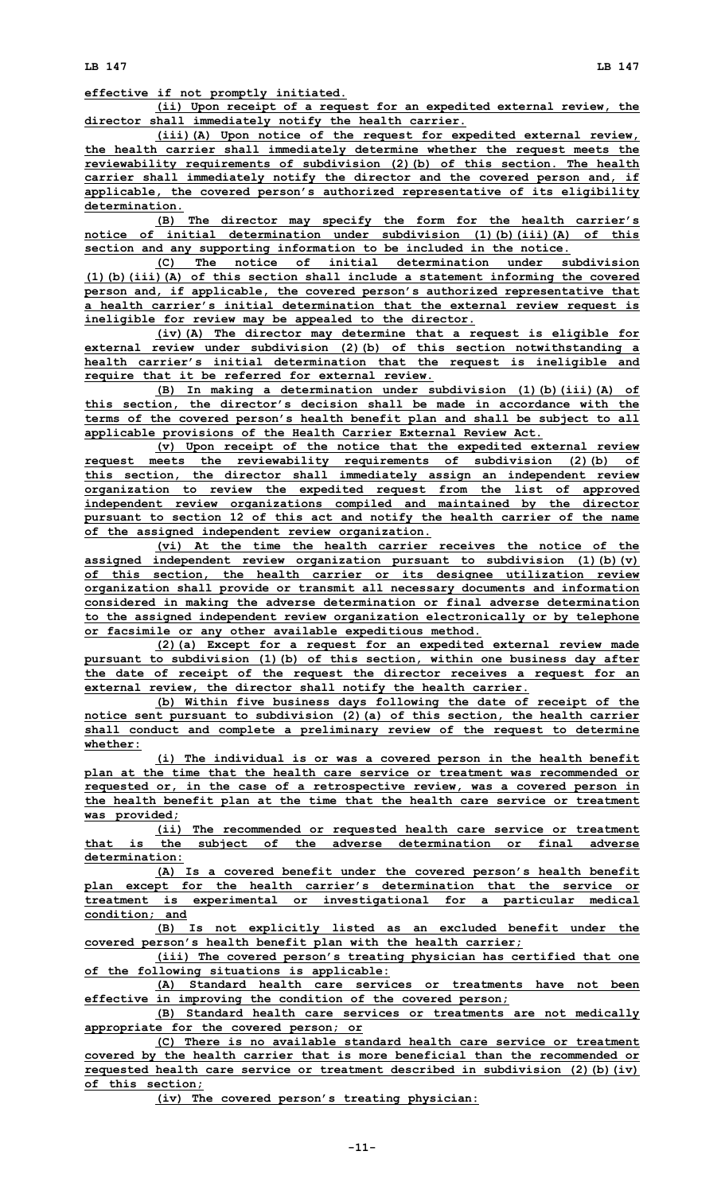effective if not promptly initiated.

(ii) Upon receipt of a request for an expedited external review, the director shall immediately notify the health carrier.

(iii)(A) Upon notice of the request for expedited external review, the health carrier shall immediately determine whether the request meets the reviewability requirements of subdivision (2)(b) of this section. The health carrier shall immediately notify the director and the covered person and, if applicable, the covered person's authorized representative of its eligibility determination.

(B) The director may specify the form for the health carrier's notice of initial determination under subdivision (1)(b)(iii)(A) of this section and any supporting information to be included in the notice.

(C) The notice of initial determination under subdivision (1)(b)(iii)(A) of this section shall include a statement informing the covered person and, if applicable, the covered person's authorized representative that a health carrier's initial determination that the external review request is ineligible for review may be appealed to the director.

(iv)(A) The director may determine that a request is eligible for external review under subdivision (2)(b) of this section notwithstanding a health carrier's initial determination that the request is ineligible and require that it be referred for external review.

(B) In making a determination under subdivision (1)(b)(iii)(A) of this section, the director's decision shall be made in accordance with the terms of the covered person's health benefit plan and shall be subject to all applicable provisions of the Health Carrier External Review Act.

(v) Upon receipt of the notice that the expedited external review request meets the reviewability requirements of subdivision (2)(b) of this section, the director shall immediately assign an independent review organization to review the expedited request from the list of approved independent review organizations compiled and maintained by the director pursuant to section 12 of this act and notify the health carrier of the name of the assigned independent review organization.

(vi) At the time the health carrier receives the notice of the assigned independent review organization pursuant to subdivision (1)(b)(v) of this section, the health carrier or its designee utilization review organization shall provide or transmit all necessary documents and information considered in making the adverse determination or final adverse determination to the assigned independent review organization electronically or by telephone or facsimile or any other available expeditious method.

(2)(a) Except for a request for an expedited external review made pursuant to subdivision (1)(b) of this section, within one business day after the date of receipt of the request the director receives a request for an external review, the director shall notify the health carrier.

(b) Within five business days following the date of receipt of the notice sent pursuant to subdivision (2)(a) of this section, the health carrier shall conduct and complete a preliminary review of the request to determine whether:

(i) The individual is or was a covered person in the health benefit plan at the time that the health care service or treatment was recommended or requested or, in the case of a retrospective review, was a covered person in the health benefit plan at the time that the health care service or treatment was provided;

(ii) The recommended or requested health care service or treatment that is the subject of the adverse determination or final adverse determination:

(A) Is a covered benefit under the covered person's health benefit plan except for the health carrier's determination that the service or treatment is experimental or investigational for a particular medical condition; and

(B) Is not explicitly listed as an excluded benefit under the covered person's health benefit plan with the health carrier;

(iii) The covered person's treating physician has certified that one of the following situations is applicable:

(A) Standard health care services or treatments have not been effective in improving the condition of the covered person;

(B) Standard health care services or treatments are not medically appropriate for the covered person; or

(C) There is no available standard health care service or treatment covered by the health carrier that is more beneficial than the recommended or requested health care service or treatment described in subdivision (2)(b)(iv) of this section;

(iv) The covered person's treating physician: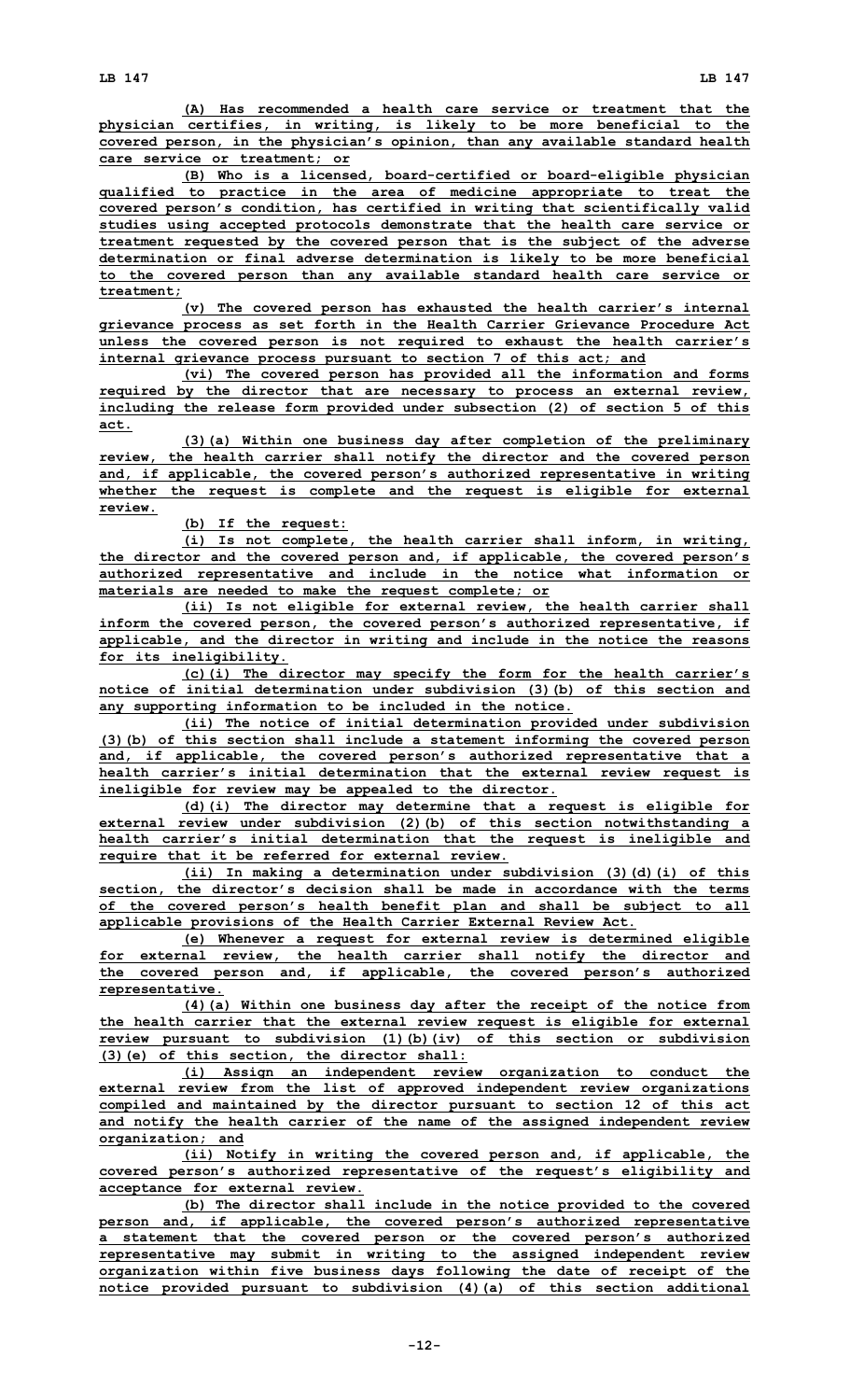(A) Has recommended a health care service or treatment that the physician certifies, in writing, is likely to be more beneficial to the covered person, in the physician's opinion, than any available standard health care service or treatment; or

(B) Who is a licensed, board-certified or board-eligible physician qualified to practice in the area of medicine appropriate to treat the covered person's condition, has certified in writing that scientifically valid studies using accepted protocols demonstrate that the health care service or treatment requested by the covered person that is the subject of the adverse determination or final adverse determination is likely to be more beneficial to the covered person than any available standard health care service or treatment;

(v) The covered person has exhausted the health carrier's internal grievance process as set forth in the Health Carrier Grievance Procedure Act unless the covered person is not required to exhaust the health carrier's internal grievance process pursuant to section 7 of this act; and

(vi) The covered person has provided all the information and forms required by the director that are necessary to process an external review, including the release form provided under subsection (2) of section 5 of this act.

(3)(a) Within one business day after completion of the preliminary review, the health carrier shall notify the director and the covered person and, if applicable, the covered person's authorized representative in writing whether the request is complete and the request is eligible for external review.

(b) If the request:

(i) Is not complete, the health carrier shall inform, in writing, the director and the covered person and, if applicable, the covered person's authorized representative and include in the notice what information or materials are needed to make the request complete; or

(ii) Is not eligible for external review, the health carrier shall inform the covered person, the covered person's authorized representative, if applicable, and the director in writing and include in the notice the reasons for its ineligibility.

(c)(i) The director may specify the form for the health carrier's notice of initial determination under subdivision (3)(b) of this section and any supporting information to be included in the notice.

(ii) The notice of initial determination provided under subdivision (3)(b) of this section shall include a statement informing the covered person and, if applicable, the covered person's authorized representative that a health carrier's initial determination that the external review request is ineligible for review may be appealed to the director.

(d)(i) The director may determine that a request is eligible for external review under subdivision (2)(b) of this section notwithstanding a health carrier's initial determination that the request is ineligible and require that it be referred for external review.

(ii) In making a determination under subdivision (3)(d)(i) of this section, the director's decision shall be made in accordance with the terms of the covered person's health benefit plan and shall be subject to all applicable provisions of the Health Carrier External Review Act.

(e) Whenever a request for external review is determined eligible for external review, the health carrier shall notify the director and the covered person and, if applicable, the covered person's authorized representative.

(4)(a) Within one business day after the receipt of the notice from the health carrier that the external review request is eligible for external review pursuant to subdivision (1)(b)(iv) of this section or subdivision (3)(e) of this section, the director shall:

(i) Assign an independent review organization to conduct the external review from the list of approved independent review organizations compiled and maintained by the director pursuant to section 12 of this act and notify the health carrier of the name of the assigned independent review organization; and

(ii) Notify in writing the covered person and, if applicable, the covered person's authorized representative of the request's eligibility and acceptance for external review.

(b) The director shall include in the notice provided to the covered person and, if applicable, the covered person's authorized representative a statement that the covered person or the covered person's authorized representative may submit in writing to the assigned independent review organization within five business days following the date of receipt of the notice provided pursuant to subdivision (4)(a) of this section additional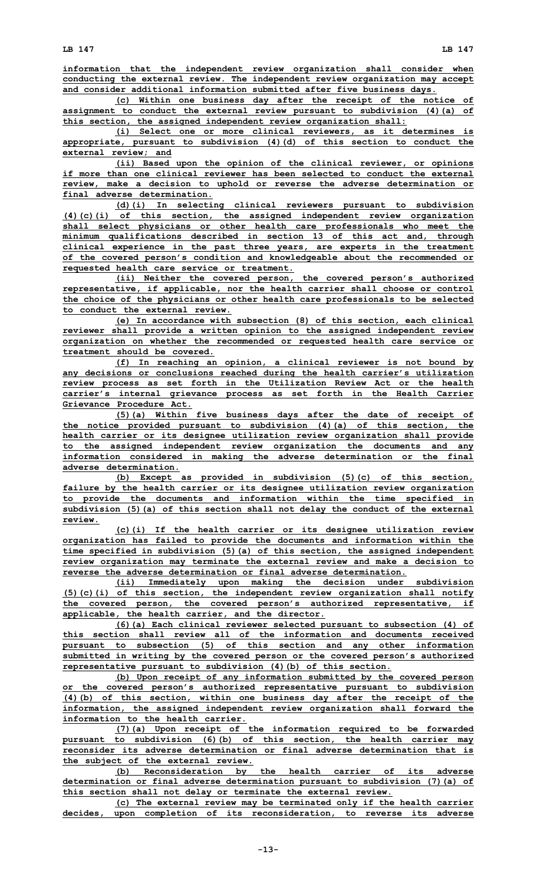information that the independent review organization shall consider when conducting the external review. The independent review organization may accept and consider additional information submitted after five business days.

(c) Within one business day after the receipt of the notice of assignment to conduct the external review pursuant to subdivision (4)(a) of this section, the assigned independent review organization shall:

(i) Select one or more clinical reviewers, as it determines is appropriate, pursuant to subdivision (4)(d) of this section to conduct the external review; and

(ii) Based upon the opinion of the clinical reviewer, or opinions if more than one clinical reviewer has been selected to conduct the external review, make a decision to uphold or reverse the adverse determination or final adverse determination.

(d)(i) In selecting clinical reviewers pursuant to subdivision (4)(c)(i) of this section, the assigned independent review organization shall select physicians or other health care professionals who meet the minimum qualifications described in section 13 of this act and, through clinical experience in the past three years, are experts in the treatment of the covered person's condition and knowledgeable about the recommended or requested health care service or treatment.

(ii) Neither the covered person, the covered person's authorized representative, if applicable, nor the health carrier shall choose or control the choice of the physicians or other health care professionals to be selected to conduct the external review.

(e) In accordance with subsection (8) of this section, each clinical reviewer shall provide a written opinion to the assigned independent review organization on whether the recommended or requested health care service or treatment should be covered.

(f) In reaching an opinion, a clinical reviewer is not bound by any decisions or conclusions reached during the health carrier's utilization review process as set forth in the Utilization Review Act or the health carrier's internal grievance process as set forth in the Health Carrier Grievance Procedure Act.

(5)(a) Within five business days after the date of receipt of the notice provided pursuant to subdivision (4)(a) of this section, the health carrier or its designee utilization review organization shall provide to the assigned independent review organization the documents and any information considered in making the adverse determination or the final adverse determination.

(b) Except as provided in subdivision (5)(c) of this section, failure by the health carrier or its designee utilization review organization to provide the documents and information within the time specified in subdivision (5)(a) of this section shall not delay the conduct of the external review.

(c)(i) If the health carrier or its designee utilization review organization has failed to provide the documents and information within the time specified in subdivision (5)(a) of this section, the assigned independent review organization may terminate the external review and make a decision to reverse the adverse determination or final adverse determination.

(ii) Immediately upon making the decision under subdivision (5)(c)(i) of this section, the independent review organization shall notify the covered person, the covered person's authorized representative, if applicable, the health carrier, and the director.

(6)(a) Each clinical reviewer selected pursuant to subsection (4) of this section shall review all of the information and documents received pursuant to subsection (5) of this section and any other information submitted in writing by the covered person or the covered person's authorized representative pursuant to subdivision (4)(b) of this section.

(b) Upon receipt of any information submitted by the covered person or the covered person's authorized representative pursuant to subdivision (4)(b) of this section, within one business day after the receipt of the information, the assigned independent review organization shall forward the information to the health carrier.

(7)(a) Upon receipt of the information required to be forwarded pursuant to subdivision (6)(b) of this section, the health carrier may reconsider its adverse determination or final adverse determination that is the subject of the external review.

(b) Reconsideration by the health carrier of its adverse determination or final adverse determination pursuant to subdivision (7)(a) of this section shall not delay or terminate the external review.

(c) The external review may be terminated only if the health carrier decides, upon completion of its reconsideration, to reverse its adverse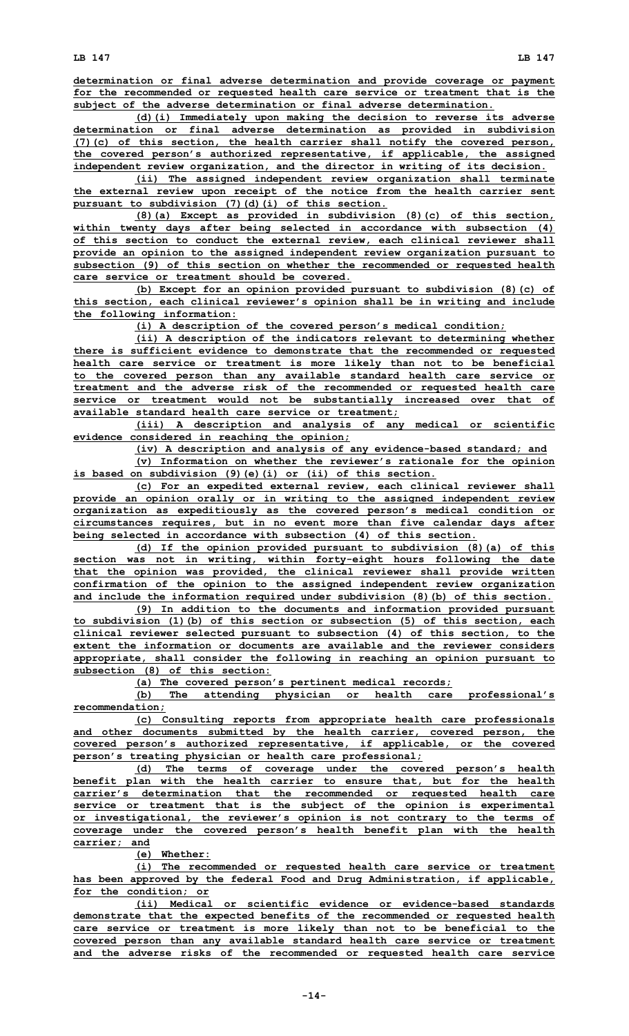determination or final adverse determination and provide coverage or payment for the recommended or requested health care service or treatment that is the subject of the adverse determination or final adverse determination.

(d)(i) Immediately upon making the decision to reverse its adverse determination or final adverse determination as provided in subdivision (7)(c) of this section, the health carrier shall notify the covered person, the covered person's authorized representative, if applicable, the assigned independent review organization, and the director in writing of its decision.

(ii) The assigned independent review organization shall terminate the external review upon receipt of the notice from the health carrier sent pursuant to subdivision (7)(d)(i) of this section.

(8)(a) Except as provided in subdivision (8)(c) of this section, within twenty days after being selected in accordance with subsection (4) of this section to conduct the external review, each clinical reviewer shall provide an opinion to the assigned independent review organization pursuant to subsection (9) of this section on whether the recommended or requested health care service or treatment should be covered.

(b) Except for an opinion provided pursuant to subdivision (8)(c) of this section, each clinical reviewer's opinion shall be in writing and include the following information:

(i) A description of the covered person's medical condition;

(ii) A description of the indicators relevant to determining whether there is sufficient evidence to demonstrate that the recommended or requested health care service or treatment is more likely than not to be beneficial to the covered person than any available standard health care service or treatment and the adverse risk of the recommended or requested health care service or treatment would not be substantially increased over that of available standard health care service or treatment;

(iii) A description and analysis of any medical or scientific evidence considered in reaching the opinion;

(iv) A description and analysis of any evidence-based standard; and

(v) Information on whether the reviewer's rationale for the opinion is based on subdivision (9)(e)(i) or (ii) of this section.

(c) For an expedited external review, each clinical reviewer shall provide an opinion orally or in writing to the assigned independent review organization as expeditiously as the covered person's medical condition or circumstances requires, but in no event more than five calendar days after being selected in accordance with subsection (4) of this section.

(d) If the opinion provided pursuant to subdivision (8)(a) of this section was not in writing, within forty-eight hours following the date that the opinion was provided, the clinical reviewer shall provide written confirmation of the opinion to the assigned independent review organization and include the information required under subdivision (8)(b) of this section.

(9) In addition to the documents and information provided pursuant to subdivision (1)(b) of this section or subsection (5) of this section, each clinical reviewer selected pursuant to subsection (4) of this section, to the extent the information or documents are available and the reviewer considers appropriate, shall consider the following in reaching an opinion pursuant to subsection (8) of this section:

(a) The covered person's pertinent medical records;

(b) The attending physician or health care professional's recommendation;

(c) Consulting reports from appropriate health care professionals and other documents submitted by the health carrier, covered person, the covered person's authorized representative, if applicable, or the covered person's treating physician or health care professional;

(d) The terms of coverage under the covered person's health benefit plan with the health carrier to ensure that, but for the health carrier's determination that the recommended or requested health care service or treatment that is the subject of the opinion is experimental or investigational, the reviewer's opinion is not contrary to the terms of coverage under the covered person's health benefit plan with the health carrier; and

(e) Whether:

(i) The recommended or requested health care service or treatment has been approved by the federal Food and Drug Administration, if applicable, for the condition; or

(ii) Medical or scientific evidence or evidence-based standards demonstrate that the expected benefits of the recommended or requested health care service or treatment is more likely than not to be beneficial to the covered person than any available standard health care service or treatment and the adverse risks of the recommended or requested health care service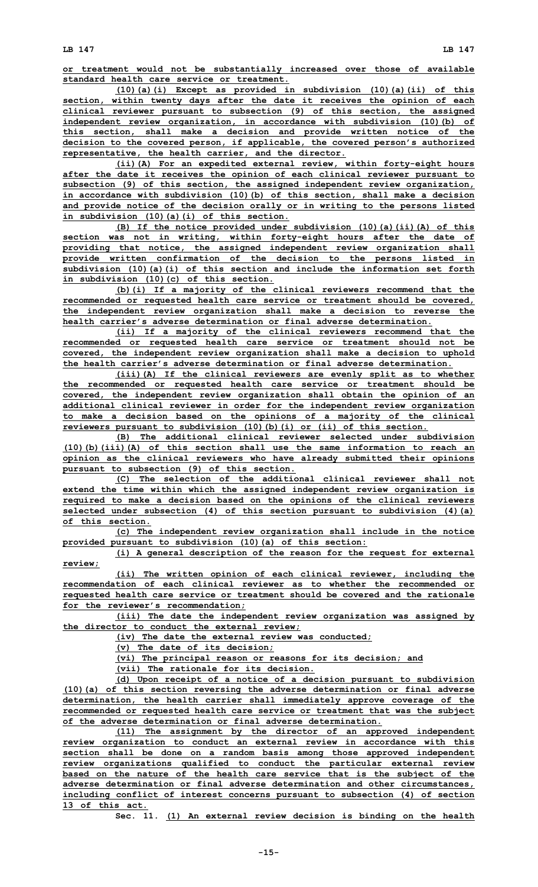or treatment would not be substantially increased over those of available standard health care service or treatment.

(10)(a)(i) Except as provided in subdivision (10)(a)(ii) of this section, within twenty days after the date it receives the opinion of each clinical reviewer pursuant to subsection (9) of this section, the assigned independent review organization, in accordance with subdivision (10)(b) of this section, shall make a decision and provide written notice of the decision to the covered person, if applicable, the covered person's authorized representative, the health carrier, and the director.

(ii)(A) For an expedited external review, within forty-eight hours after the date it receives the opinion of each clinical reviewer pursuant to subsection (9) of this section, the assigned independent review organization, in accordance with subdivision (10)(b) of this section, shall make a decision and provide notice of the decision orally or in writing to the persons listed in subdivision (10)(a)(i) of this section.

(B) If the notice provided under subdivision (10)(a)(ii)(A) of this section was not in writing, within forty-eight hours after the date of providing that notice, the assigned independent review organization shall provide written confirmation of the decision to the persons listed in subdivision (10)(a)(i) of this section and include the information set forth in subdivision (10)(c) of this section.

(b)(i) If a majority of the clinical reviewers recommend that the recommended or requested health care service or treatment should be covered, the independent review organization shall make a decision to reverse the health carrier's adverse determination or final adverse determination.

(ii) If a majority of the clinical reviewers recommend that the recommended or requested health care service or treatment should not be covered, the independent review organization shall make a decision to uphold the health carrier's adverse determination or final adverse determination.

(iii)(A) If the clinical reviewers are evenly split as to whether the recommended or requested health care service or treatment should be covered, the independent review organization shall obtain the opinion of an additional clinical reviewer in order for the independent review organization to make a decision based on the opinions of a majority of the clinical reviewers pursuant to subdivision (10)(b)(i) or (ii) of this section.

(B) The additional clinical reviewer selected under subdivision (10)(b)(iii)(A) of this section shall use the same information to reach an opinion as the clinical reviewers who have already submitted their opinions pursuant to subsection (9) of this section.

(C) The selection of the additional clinical reviewer shall not extend the time within which the assigned independent review organization is required to make a decision based on the opinions of the clinical reviewers selected under subsection (4) of this section pursuant to subdivision (4)(a) of this section.

(c) The independent review organization shall include in the notice provided pursuant to subdivision (10)(a) of this section:

(i) A general description of the reason for the request for external review;

(ii) The written opinion of each clinical reviewer, including the recommendation of each clinical reviewer as to whether the recommended or requested health care service or treatment should be covered and the rationale for the reviewer's recommendation;

(iii) The date the independent review organization was assigned by the director to conduct the external review;

(iv) The date the external review was conducted;

(v) The date of its decision;

(vi) The principal reason or reasons for its decision; and

(vii) The rationale for its decision.

(d) Upon receipt of a notice of a decision pursuant to subdivision (10)(a) of this section reversing the adverse determination or final adverse determination, the health carrier shall immediately approve coverage of the recommended or requested health care service or treatment that was the subject of the adverse determination or final adverse determination.

(11) The assignment by the director of an approved independent review organization to conduct an external review in accordance with this section shall be done on a random basis among those approved independent review organizations qualified to conduct the particular external review based on the nature of the health care service that is the subject of the adverse determination or final adverse determination and other circumstances, including conflict of interest concerns pursuant to subsection (4) of section 13 of this act.

Sec. 11. (1) An external review decision is binding on the health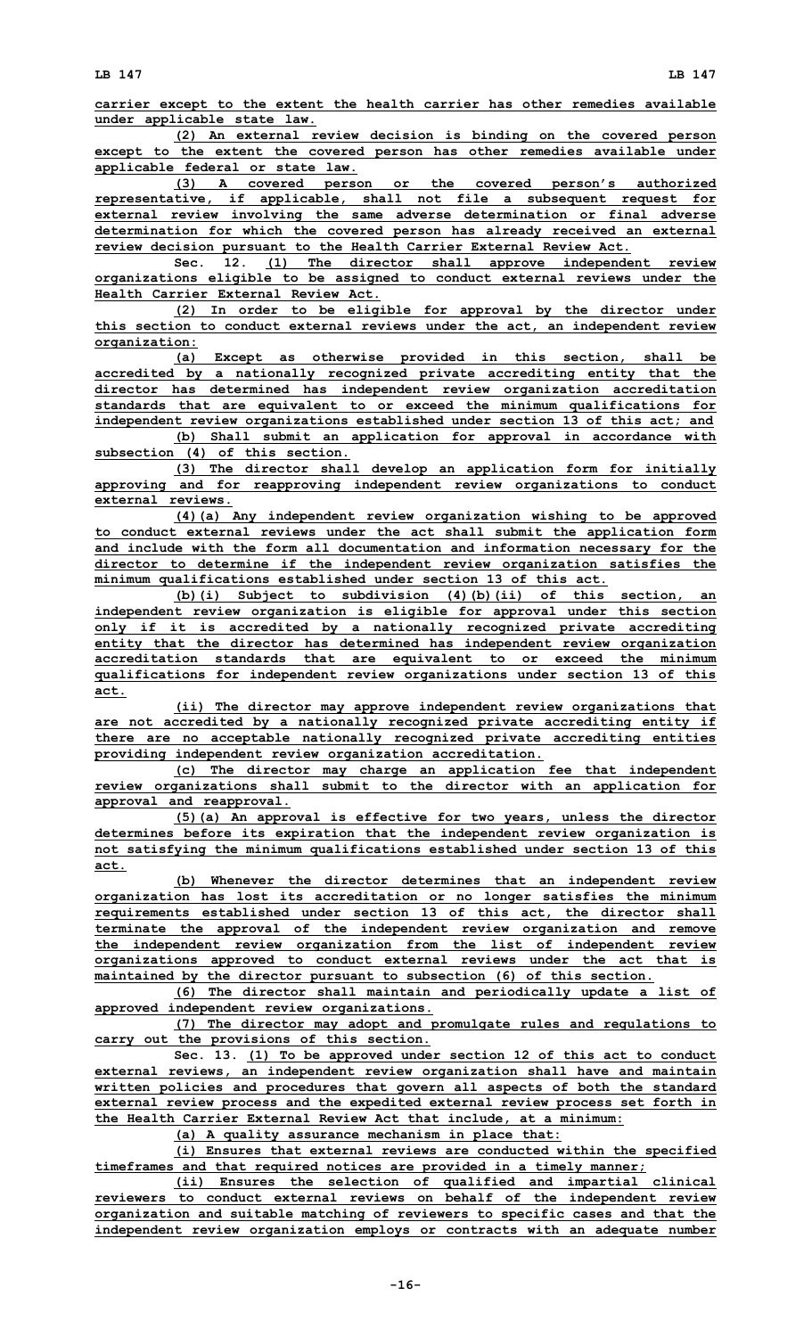carrier except to the extent the health carrier has other remedies available under applicable state law.

(2) An external review decision is binding on the covered person except to the extent the covered person has other remedies available under applicable federal or state law.

(3) A covered person or the covered person's authorized representative, if applicable, shall not file a subsequent request for external review involving the same adverse determination or final adverse determination for which the covered person has already received an external review decision pursuant to the Health Carrier External Review Act.

Sec. 12. (1) The director shall approve independent review organizations eligible to be assigned to conduct external reviews under the Health Carrier External Review Act.

(2) In order to be eligible for approval by the director under this section to conduct external reviews under the act, an independent review organization:

(a) Except as otherwise provided in this section, shall be accredited by a nationally recognized private accrediting entity that the director has determined has independent review organization accreditation standards that are equivalent to or exceed the minimum qualifications for independent review organizations established under section 13 of this act; and

(b) Shall submit an application for approval in accordance with subsection (4) of this section.

(3) The director shall develop an application form for initially approving and for reapproving independent review organizations to conduct external reviews.

(4)(a) Any independent review organization wishing to be approved to conduct external reviews under the act shall submit the application form and include with the form all documentation and information necessary for the director to determine if the independent review organization satisfies the minimum qualifications established under section 13 of this act.

(b)(i) Subject to subdivision (4)(b)(ii) of this section, an independent review organization is eligible for approval under this section only if it is accredited by a nationally recognized private accrediting entity that the director has determined has independent review organization accreditation standards that are equivalent to or exceed the minimum qualifications for independent review organizations under section 13 of this act.

(ii) The director may approve independent review organizations that are not accredited by a nationally recognized private accrediting entity if there are no acceptable nationally recognized private accrediting entities providing independent review organization accreditation.

(c) The director may charge an application fee that independent review organizations shall submit to the director with an application for approval and reapproval.

(5)(a) An approval is effective for two years, unless the director determines before its expiration that the independent review organization is not satisfying the minimum qualifications established under section 13 of this act.

(b) Whenever the director determines that an independent review organization has lost its accreditation or no longer satisfies the minimum requirements established under section 13 of this act, the director shall terminate the approval of the independent review organization and remove the independent review organization from the list of independent review organizations approved to conduct external reviews under the act that is maintained by the director pursuant to subsection (6) of this section.

(6) The director shall maintain and periodically update a list of approved independent review organizations.

(7) The director may adopt and promulgate rules and regulations to carry out the provisions of this section.

Sec. 13. (1) To be approved under section 12 of this act to conduct external reviews, an independent review organization shall have and maintain written policies and procedures that govern all aspects of both the standard external review process and the expedited external review process set forth in the Health Carrier External Review Act that include, at a minimum:

(a) A quality assurance mechanism in place that:

(i) Ensures that external reviews are conducted within the specified timeframes and that required notices are provided in a timely manner;

(ii) Ensures the selection of qualified and impartial clinical reviewers to conduct external reviews on behalf of the independent review organization and suitable matching of reviewers to specific cases and that the independent review organization employs or contracts with an adequate number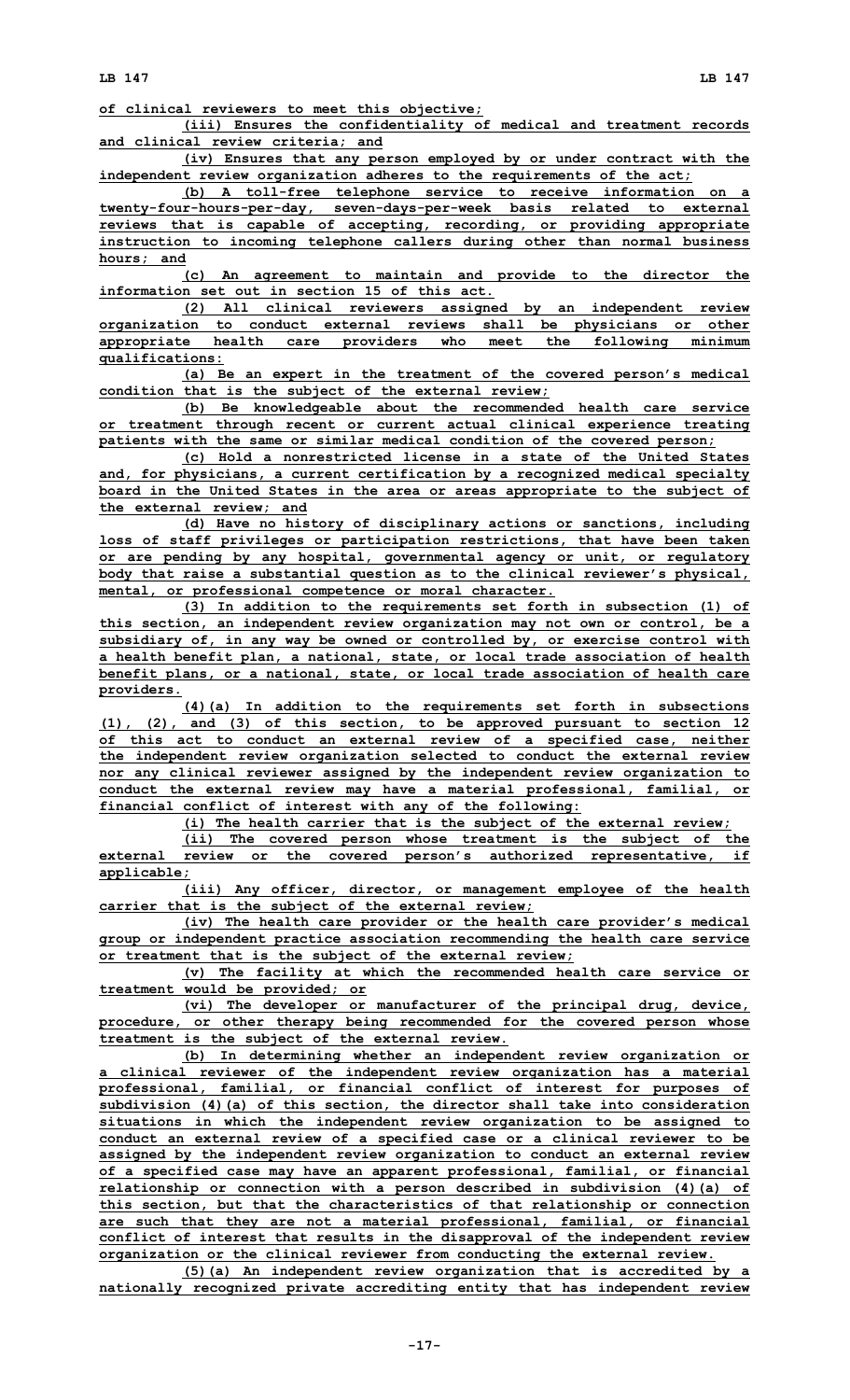of clinical reviewers to meet this objective;

(iii) Ensures the confidentiality of medical and treatment records and clinical review criteria; and

(iv) Ensures that any person employed by or under contract with the independent review organization adheres to the requirements of the act;

(b) A toll-free telephone service to receive information on a twenty-four-hours-per-day, seven-days-per-week basis related to external reviews that is capable of accepting, recording, or providing appropriate instruction to incoming telephone callers during other than normal business hours; and

(c) An agreement to maintain and provide to the director the information set out in section 15 of this act.

(2) All clinical reviewers assigned by an independent review organization to conduct external reviews shall be physicians or other appropriate health care providers who meet the following minimum qualifications:

(a) Be an expert in the treatment of the covered person's medical condition that is the subject of the external review;

(b) Be knowledgeable about the recommended health care service or treatment through recent or current actual clinical experience treating patients with the same or similar medical condition of the covered person;

(c) Hold a nonrestricted license in a state of the United States and, for physicians, a current certification by a recognized medical specialty board in the United States in the area or areas appropriate to the subject of the external review; and

(d) Have no history of disciplinary actions or sanctions, including loss of staff privileges or participation restrictions, that have been taken or are pending by any hospital, governmental agency or unit, or regulatory body that raise a substantial question as to the clinical reviewer's physical, mental, or professional competence or moral character.

(3) In addition to the requirements set forth in subsection (1) of this section, an independent review organization may not own or control, be a subsidiary of, in any way be owned or controlled by, or exercise control with a health benefit plan, a national, state, or local trade association of health benefit plans, or a national, state, or local trade association of health care providers.

(4)(a) In addition to the requirements set forth in subsections (1), (2), and (3) of this section, to be approved pursuant to section 12 of this act to conduct an external review of a specified case, neither the independent review organization selected to conduct the external review nor any clinical reviewer assigned by the independent review organization to conduct the external review may have a material professional, familial, or financial conflict of interest with any of the following:

(i) The health carrier that is the subject of the external review;

(ii) The covered person whose treatment is the subject of the external review or the covered person's authorized representative, if applicable;

(iii) Any officer, director, or management employee of the health carrier that is the subject of the external review;

(iv) The health care provider or the health care provider's medical group or independent practice association recommending the health care service or treatment that is the subject of the external review;

(v) The facility at which the recommended health care service or treatment would be provided; or

(vi) The developer or manufacturer of the principal drug, device, procedure, or other therapy being recommended for the covered person whose treatment is the subject of the external review.

(b) In determining whether an independent review organization or a clinical reviewer of the independent review organization has a material professional, familial, or financial conflict of interest for purposes of subdivision (4)(a) of this section, the director shall take into consideration situations in which the independent review organization to be assigned to conduct an external review of a specified case or a clinical reviewer to be assigned by the independent review organization to conduct an external review of a specified case may have an apparent professional, familial, or financial relationship or connection with a person described in subdivision (4)(a) of this section, but that the characteristics of that relationship or connection are such that they are not a material professional, familial, or financial conflict of interest that results in the disapproval of the independent review organization or the clinical reviewer from conducting the external review.

(5)(a) An independent review organization that is accredited by a nationally recognized private accrediting entity that has independent review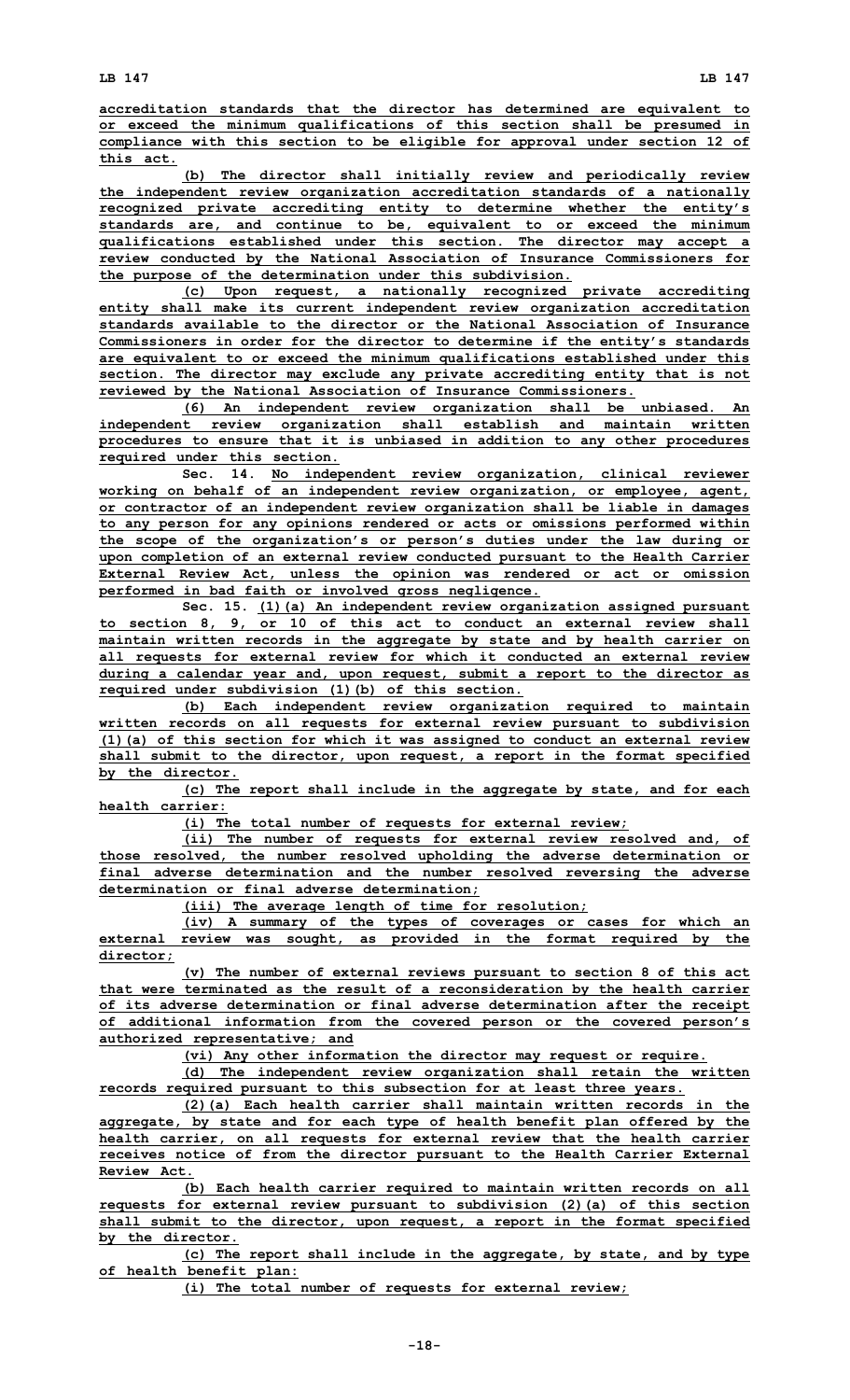accreditation standards that the director has determined are equivalent to or exceed the minimum qualifications of this section shall be presumed in compliance with this section to be eligible for approval under section 12 of this act.

(b) The director shall initially review and periodically review the independent review organization accreditation standards of a nationally recognized private accrediting entity to determine whether the entity's standards are, and continue to be, equivalent to or exceed the minimum qualifications established under this section. The director may accept a review conducted by the National Association of Insurance Commissioners for the purpose of the determination under this subdivision.

(c) Upon request, a nationally recognized private accrediting entity shall make its current independent review organization accreditation standards available to the director or the National Association of Insurance Commissioners in order for the director to determine if the entity's standards are equivalent to or exceed the minimum qualifications established under this section. The director may exclude any private accrediting entity that is not reviewed by the National Association of Insurance Commissioners.

(6) An independent review organization shall be unbiased. An independent review organization shall establish and maintain written procedures to ensure that it is unbiased in addition to any other procedures required under this section.

Sec. 14. No independent review organization, clinical reviewer working on behalf of an independent review organization, or employee, agent, or contractor of an independent review organization shall be liable in damages to any person for any opinions rendered or acts or omissions performed within the scope of the organization's or person's duties under the law during or upon completion of an external review conducted pursuant to the Health Carrier External Review Act, unless the opinion was rendered or act or omission performed in bad faith or involved gross negligence.

Sec. 15. (1)(a) An independent review organization assigned pursuant to section 8, 9, or 10 of this act to conduct an external review shall maintain written records in the aggregate by state and by health carrier on all requests for external review for which it conducted an external review during a calendar year and, upon request, submit a report to the director as required under subdivision (1)(b) of this section.

(b) Each independent review organization required to maintain written records on all requests for external review pursuant to subdivision (1)(a) of this section for which it was assigned to conduct an external review shall submit to the director, upon request, a report in the format specified by the director.

(c) The report shall include in the aggregate by state, and for each health carrier:

(i) The total number of requests for external review;

(ii) The number of requests for external review resolved and, of those resolved, the number resolved upholding the adverse determination or final adverse determination and the number resolved reversing the adverse determination or final adverse determination;

(iii) The average length of time for resolution;

(iv) A summary of the types of coverages or cases for which an external review was sought, as provided in the format required by the director;

(v) The number of external reviews pursuant to section 8 of this act that were terminated as the result of a reconsideration by the health carrier of its adverse determination or final adverse determination after the receipt of additional information from the covered person or the covered person's authorized representative; and

(vi) Any other information the director may request or require.

(d) The independent review organization shall retain the written records required pursuant to this subsection for at least three years.

(2)(a) Each health carrier shall maintain written records in the aggregate, by state and for each type of health benefit plan offered by the health carrier, on all requests for external review that the health carrier receives notice of from the director pursuant to the Health Carrier External Review Act.

(b) Each health carrier required to maintain written records on all requests for external review pursuant to subdivision (2)(a) of this section shall submit to the director, upon request, a report in the format specified by the director.

(c) The report shall include in the aggregate, by state, and by type of health benefit plan:

(i) The total number of requests for external review;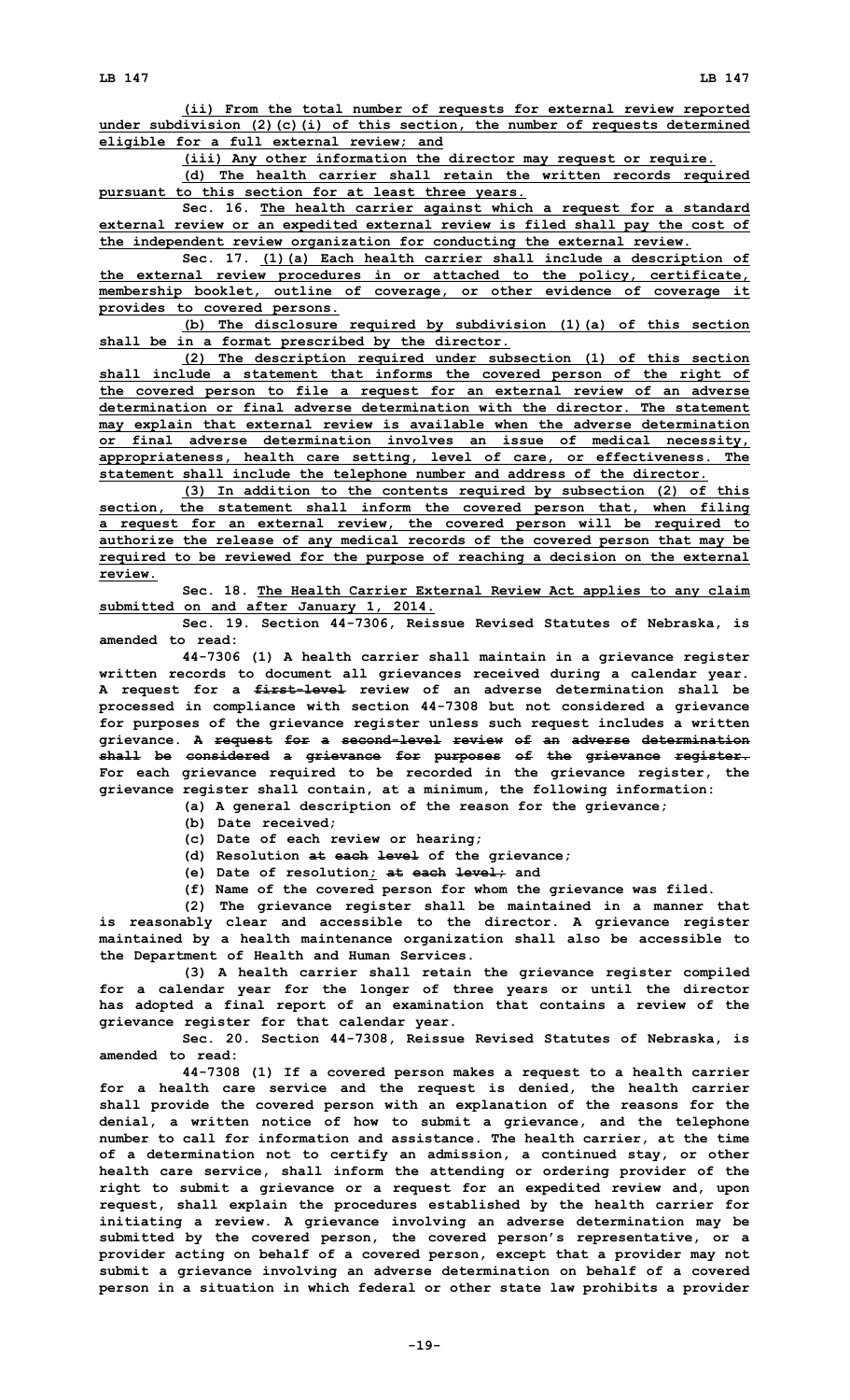(ii) From the total number of requests for external review reported under subdivision (2)(c)(i) of this section, the number of requests determined eligible for a full external review; and

(iii) Any other information the director may request or require.

(d) The health carrier shall retain the written records required pursuant to this section for at least three years.

Sec. 16. The health carrier against which a request for a standard external review or an expedited external review is filed shall pay the cost of the independent review organization for conducting the external review.

Sec. 17. (1)(a) Each health carrier shall include a description of the external review procedures in or attached to the policy, certificate, membership booklet, outline of coverage, or other evidence of coverage it provides to covered persons.

(b) The disclosure required by subdivision (1)(a) of this section shall be in a format prescribed by the director.

(2) The description required under subsection (1) of this section shall include a statement that informs the covered person of the right of the covered person to file a request for an external review of an adverse determination or final adverse determination with the director. The statement may explain that external review is available when the adverse determination or final adverse determination involves an issue of medical necessity, appropriateness, health care setting, level of care, or effectiveness. The statement shall include the telephone number and address of the director.

(3) In addition to the contents required by subsection (2) of this section, the statement shall inform the covered person that, when filing a request for an external review, the covered person will be required to authorize the release of any medical records of the covered person that may be required to be reviewed for the purpose of reaching a decision on the external review.

Sec. 18. The Health Carrier External Review Act applies to any claim submitted on and after January 1, 2014.

Sec. 19. Section 44-7306, Reissue Revised Statutes of Nebraska, is amended to read:

44-7306 (1) A health carrier shall maintain in a grievance register written records to document all grievances received during a calendar year. A request for a ~~first-level~~ review of an adverse determination shall be processed in compliance with section 44-7308 but not considered a grievance for purposes of the grievance register unless such request includes a written grievance. ~~A request for a second-level review of an adverse determination shall be considered a grievance for purposes of the grievance register.~~ For each grievance required to be recorded in the grievance register, the grievance register shall contain, at a minimum, the following information:

(a) A general description of the reason for the grievance;

(b) Date received;

(c) Date of each review or hearing;

(d) Resolution ~~at each level~~ of the grievance;

(e) Date of resolution; ~~at each level;~~ and

(f) Name of the covered person for whom the grievance was filed.

(2) The grievance register shall be maintained in a manner that is reasonably clear and accessible to the director. A grievance register maintained by a health maintenance organization shall also be accessible to the Department of Health and Human Services.

(3) A health carrier shall retain the grievance register compiled for a calendar year for the longer of three years or until the director has adopted a final report of an examination that contains a review of the grievance register for that calendar year.

Sec. 20. Section 44-7308, Reissue Revised Statutes of Nebraska, is amended to read:

44-7308 (1) If a covered person makes a request to a health carrier for a health care service and the request is denied, the health carrier shall provide the covered person with an explanation of the reasons for the denial, a written notice of how to submit a grievance, and the telephone number to call for information and assistance. The health carrier, at the time of a determination not to certify an admission, a continued stay, or other health care service, shall inform the attending or ordering provider of the right to submit a grievance or a request for an expedited review and, upon request, shall explain the procedures established by the health carrier for initiating a review. A grievance involving an adverse determination may be submitted by the covered person, the covered person's representative, or a provider acting on behalf of a covered person, except that a provider may not submit a grievance involving an adverse determination on behalf of a covered person in a situation in which federal or other state law prohibits a provider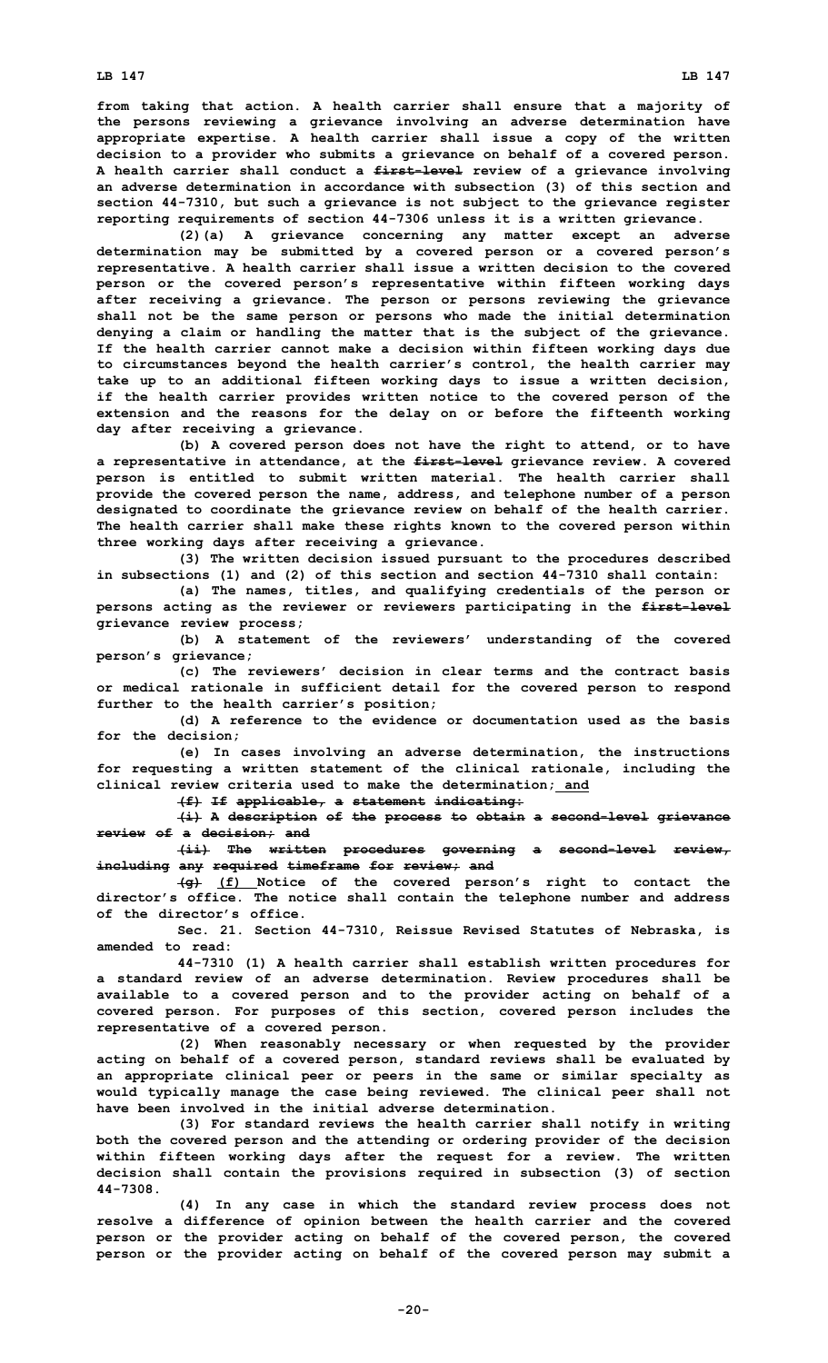**from taking that action. A health carrier shall ensure that a majority of the persons reviewing a grievance involving an adverse determination have appropriate expertise. A health carrier shall issue a copy of the written decision to a provider who submits a grievance on behalf of a covered person. A health carrier shall conduct a ~~first-level~~ review of a grievance involving an adverse determination in accordance with subsection (3) of this section and section 44-7310, but such a grievance is not subject to the grievance register reporting requirements of section 44-7306 unless it is a written grievance.**

**(2)(a) A grievance concerning any matter except an adverse determination may be submitted by a covered person or a covered person's representative. A health carrier shall issue a written decision to the covered person or the covered person's representative within fifteen working days after receiving a grievance. The person or persons reviewing the grievance shall not be the same person or persons who made the initial determination denying a claim or handling the matter that is the subject of the grievance. If the health carrier cannot make a decision within fifteen working days due to circumstances beyond the health carrier's control, the health carrier may take up to an additional fifteen working days to issue a written decision, if the health carrier provides written notice to the covered person of the extension and the reasons for the delay on or before the fifteenth working day after receiving a grievance.**

**(b) A covered person does not have the right to attend, or to have a representative in attendance, at the ~~first-level~~ grievance review. A covered person is entitled to submit written material. The health carrier shall provide the covered person the name, address, and telephone number of a person designated to coordinate the grievance review on behalf of the health carrier. The health carrier shall make these rights known to the covered person within three working days after receiving a grievance.**

**(3) The written decision issued pursuant to the procedures described in subsections (1) and (2) of this section and section 44-7310 shall contain:**

**(a) The names, titles, and qualifying credentials of the person or persons acting as the reviewer or reviewers participating in the ~~first-level~~ grievance review process;**

**(b) A statement of the reviewers' understanding of the covered person's grievance;**

**(c) The reviewers' decision in clear terms and the contract basis or medical rationale in sufficient detail for the covered person to respond further to the health carrier's position;**

**(d) A reference to the evidence or documentation used as the basis for the decision;**

**(e) In cases involving an adverse determination, the instructions for requesting a written statement of the clinical rationale, including the clinical review criteria used to make the determination;** <u>**and**</u>

**~~(f) If applicable, a statement indicating:~~**

**~~(i) A description of the process to obtain a second-level grievance review of a decision; and~~**

**~~(ii) The written procedures governing a second-level review, including any required timeframe for review; and~~**

**~~(g)~~** <u>**(f)**</u> **Notice of the covered person's right to contact the director's office. The notice shall contain the telephone number and address of the director's office.**

**Sec. 21. Section 44-7310, Reissue Revised Statutes of Nebraska, is amended to read:**

**44-7310 (1) A health carrier shall establish written procedures for a standard review of an adverse determination. Review procedures shall be available to a covered person and to the provider acting on behalf of a covered person. For purposes of this section, covered person includes the representative of a covered person.**

**(2) When reasonably necessary or when requested by the provider acting on behalf of a covered person, standard reviews shall be evaluated by an appropriate clinical peer or peers in the same or similar specialty as would typically manage the case being reviewed. The clinical peer shall not have been involved in the initial adverse determination.**

**(3) For standard reviews the health carrier shall notify in writing both the covered person and the attending or ordering provider of the decision within fifteen working days after the request for a review. The written decision shall contain the provisions required in subsection (3) of section 44-7308.**

**(4) In any case in which the standard review process does not resolve a difference of opinion between the health carrier and the covered person or the provider acting on behalf of the covered person, the covered person or the provider acting on behalf of the covered person may submit a**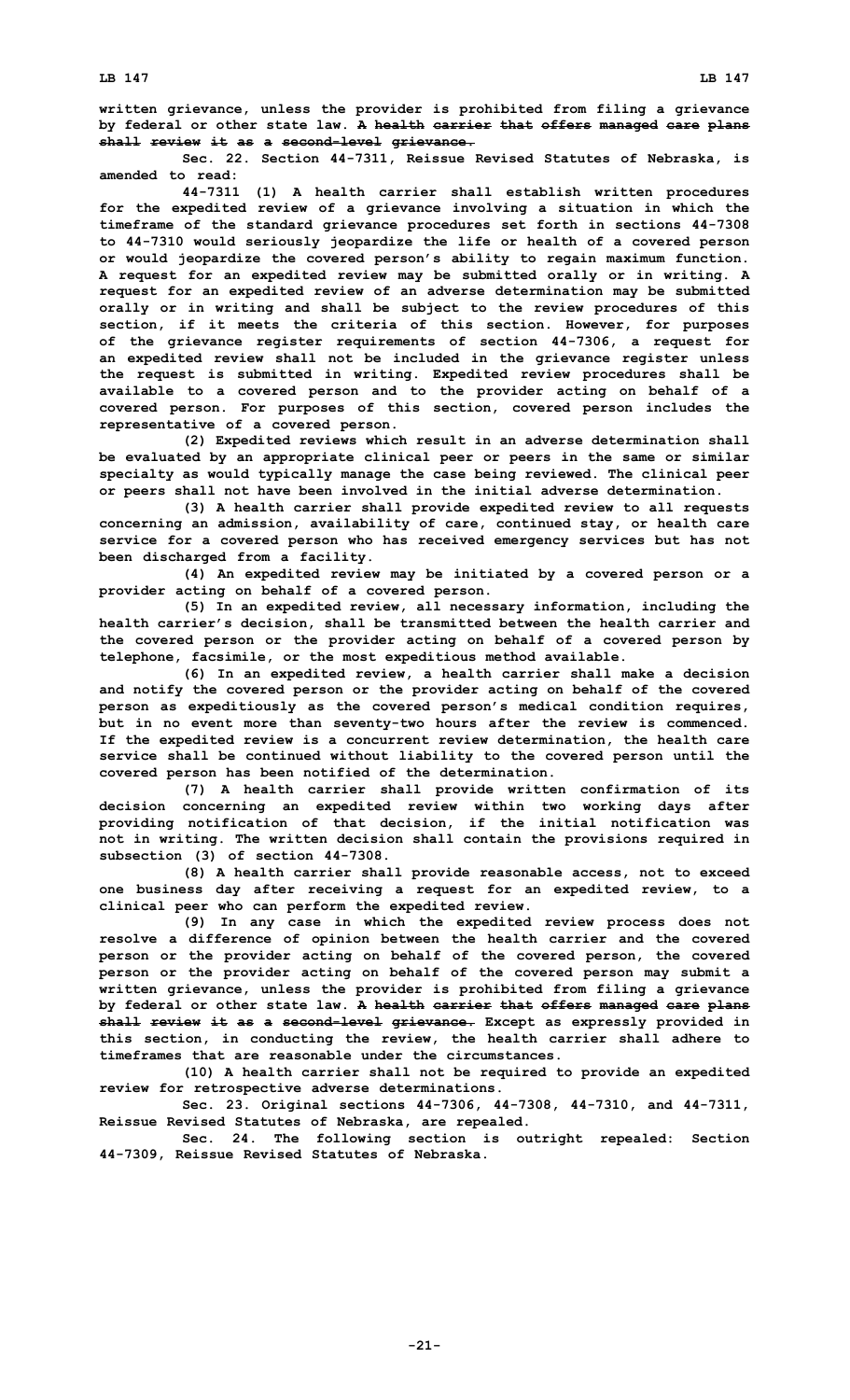written grievance, unless the provider is prohibited from filing a grievance by federal or other state law. ~~A health carrier that offers managed care plans shall review it as a second-level grievance.~~

Sec. 22. Section 44-7311, Reissue Revised Statutes of Nebraska, is amended to read:

44-7311 (1) A health carrier shall establish written procedures for the expedited review of a grievance involving a situation in which the timeframe of the standard grievance procedures set forth in sections 44-7308 to 44-7310 would seriously jeopardize the life or health of a covered person or would jeopardize the covered person's ability to regain maximum function. A request for an expedited review may be submitted orally or in writing. A request for an expedited review of an adverse determination may be submitted orally or in writing and shall be subject to the review procedures of this section, if it meets the criteria of this section. However, for purposes of the grievance register requirements of section 44-7306, a request for an expedited review shall not be included in the grievance register unless the request is submitted in writing. Expedited review procedures shall be available to a covered person and to the provider acting on behalf of a covered person. For purposes of this section, covered person includes the representative of a covered person.

(2) Expedited reviews which result in an adverse determination shall be evaluated by an appropriate clinical peer or peers in the same or similar specialty as would typically manage the case being reviewed. The clinical peer or peers shall not have been involved in the initial adverse determination.

(3) A health carrier shall provide expedited review to all requests concerning an admission, availability of care, continued stay, or health care service for a covered person who has received emergency services but has not been discharged from a facility.

(4) An expedited review may be initiated by a covered person or a provider acting on behalf of a covered person.

(5) In an expedited review, all necessary information, including the health carrier's decision, shall be transmitted between the health carrier and the covered person or the provider acting on behalf of a covered person by telephone, facsimile, or the most expeditious method available.

(6) In an expedited review, a health carrier shall make a decision and notify the covered person or the provider acting on behalf of the covered person as expeditiously as the covered person's medical condition requires, but in no event more than seventy-two hours after the review is commenced. If the expedited review is a concurrent review determination, the health care service shall be continued without liability to the covered person until the covered person has been notified of the determination.

(7) A health carrier shall provide written confirmation of its decision concerning an expedited review within two working days after providing notification of that decision, if the initial notification was not in writing. The written decision shall contain the provisions required in subsection (3) of section 44-7308.

(8) A health carrier shall provide reasonable access, not to exceed one business day after receiving a request for an expedited review, to a clinical peer who can perform the expedited review.

(9) In any case in which the expedited review process does not resolve a difference of opinion between the health carrier and the covered person or the provider acting on behalf of the covered person, the covered person or the provider acting on behalf of the covered person may submit a written grievance, unless the provider is prohibited from filing a grievance by federal or other state law. ~~A health carrier that offers managed care plans shall review it as a second-level grievance.~~ Except as expressly provided in this section, in conducting the review, the health carrier shall adhere to timeframes that are reasonable under the circumstances.

(10) A health carrier shall not be required to provide an expedited review for retrospective adverse determinations.

Sec. 23. Original sections 44-7306, 44-7308, 44-7310, and 44-7311, Reissue Revised Statutes of Nebraska, are repealed.

Sec. 24. The following section is outright repealed: Section 44-7309, Reissue Revised Statutes of Nebraska.